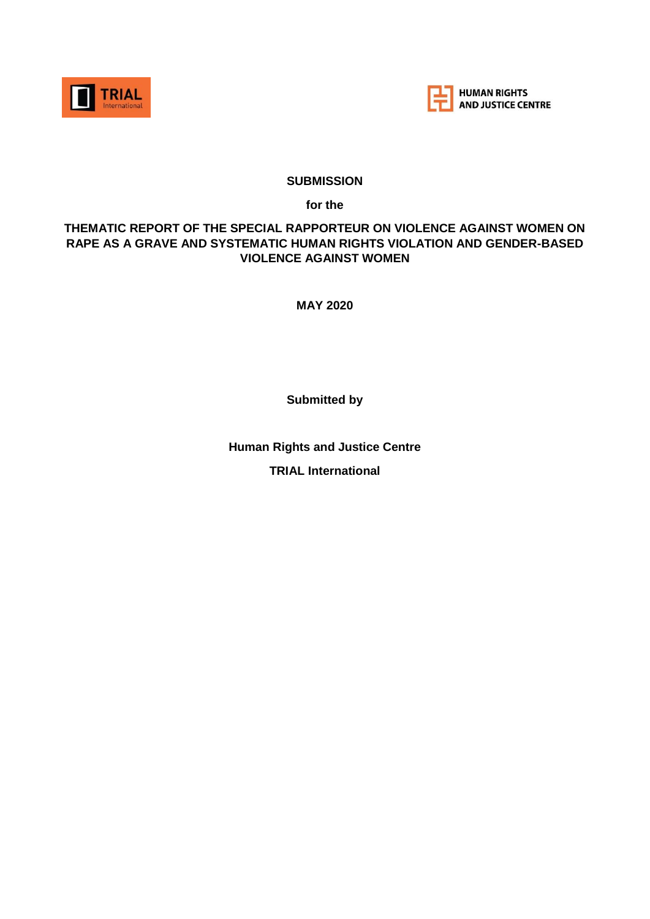**SUBMISSION**

**for the**

# THEMATIC REPORT OF THE SPECIAL RAPPORTEUR ON VIOLENCE AGAINST WOMEN ON RAPE AS A GRAVE AND SYSTEMATIC HUMAN RIGHTS VIOLATION AND GENDER-BASED VIOLENCE AGAINST WOMEN

**MAY 2020**

**Submitted by**

**Human Rights and Justice Centre**

**TRIAL International**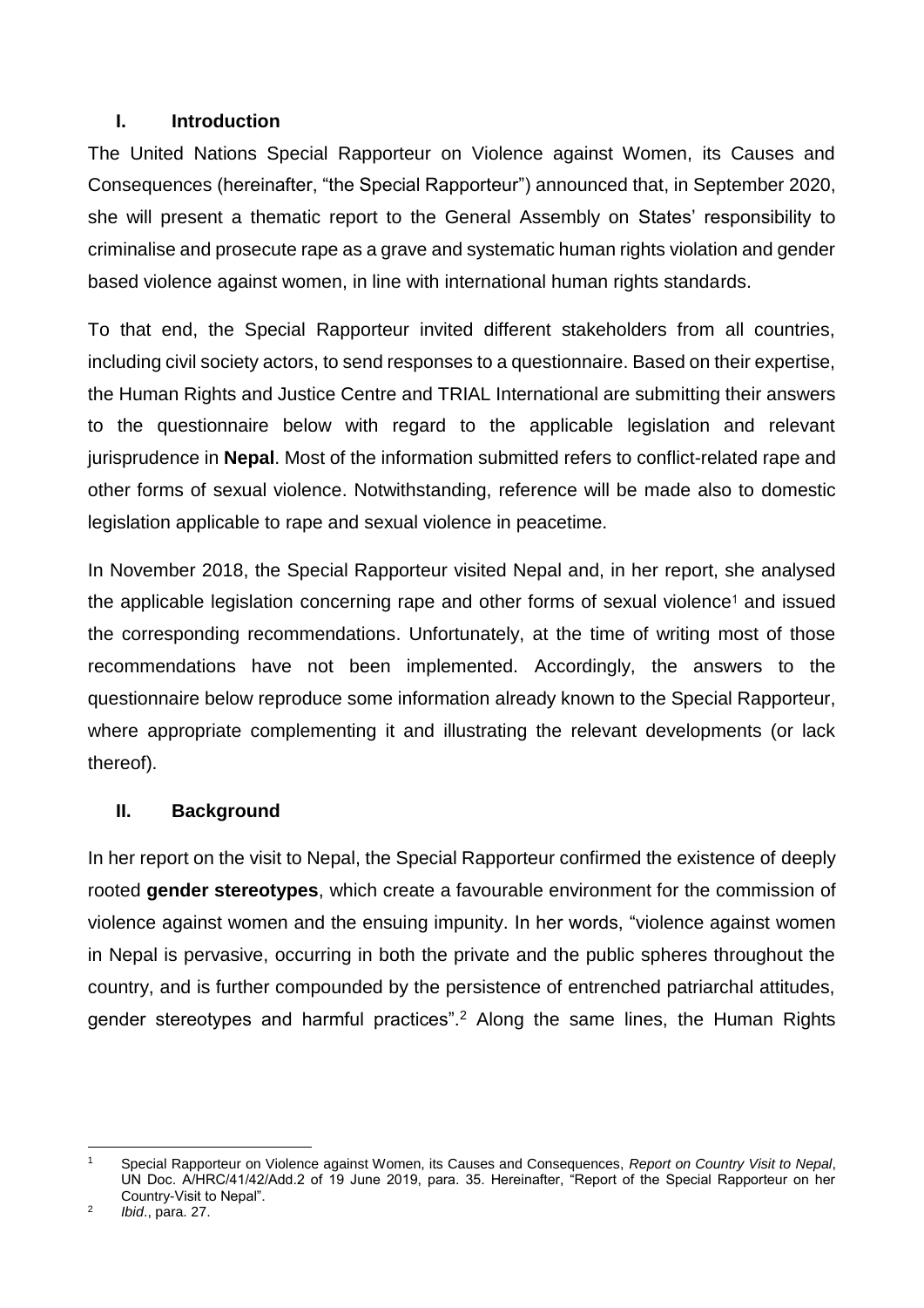## I. Introduction

The United Nations Special Rapporteur on Violence against Women, its Causes and Consequences (hereinafter, "the Special Rapporteur") announced that, in September 2020, she will present a thematic report to the General Assembly on States' responsibility to criminalise and prosecute rape as a grave and systematic human rights violation and gender based violence against women, in line with international human rights standards.

To that end, the Special Rapporteur invited different stakeholders from all countries, including civil society actors, to send responses to a questionnaire. Based on their expertise, the Human Rights and Justice Centre and TRIAL International are submitting their answers to the questionnaire below with regard to the applicable legislation and relevant jurisprudence in **Nepal**. Most of the information submitted refers to conflict-related rape and other forms of sexual violence. Notwithstanding, reference will be made also to domestic legislation applicable to rape and sexual violence in peacetime.

In November 2018, the Special Rapporteur visited Nepal and, in her report, she analysed the applicable legislation concerning rape and other forms of sexual violence[1] and issued the corresponding recommendations. Unfortunately, at the time of writing most of those recommendations have not been implemented. Accordingly, the answers to the questionnaire below reproduce some information already known to the Special Rapporteur, where appropriate complementing it and illustrating the relevant developments (or lack thereof).

## II. Background

In her report on the visit to Nepal, the Special Rapporteur confirmed the existence of deeply rooted **gender stereotypes**, which create a favourable environment for the commission of violence against women and the ensuing impunity. In her words, "violence against women in Nepal is pervasive, occurring in both the private and the public spheres throughout the country, and is further compounded by the persistence of entrenched patriarchal attitudes, gender stereotypes and harmful practices".[2] Along the same lines, the Human Rights

---

[1] Special Rapporteur on Violence against Women, its Causes and Consequences, *Report on Country Visit to Nepal*, UN Doc. A/HRC/41/42/Add.2 of 19 June 2019, para. 35. Hereinafter, "Report of the Special Rapporteur on her Country-Visit to Nepal".

[2] *Ibid*., para. 27.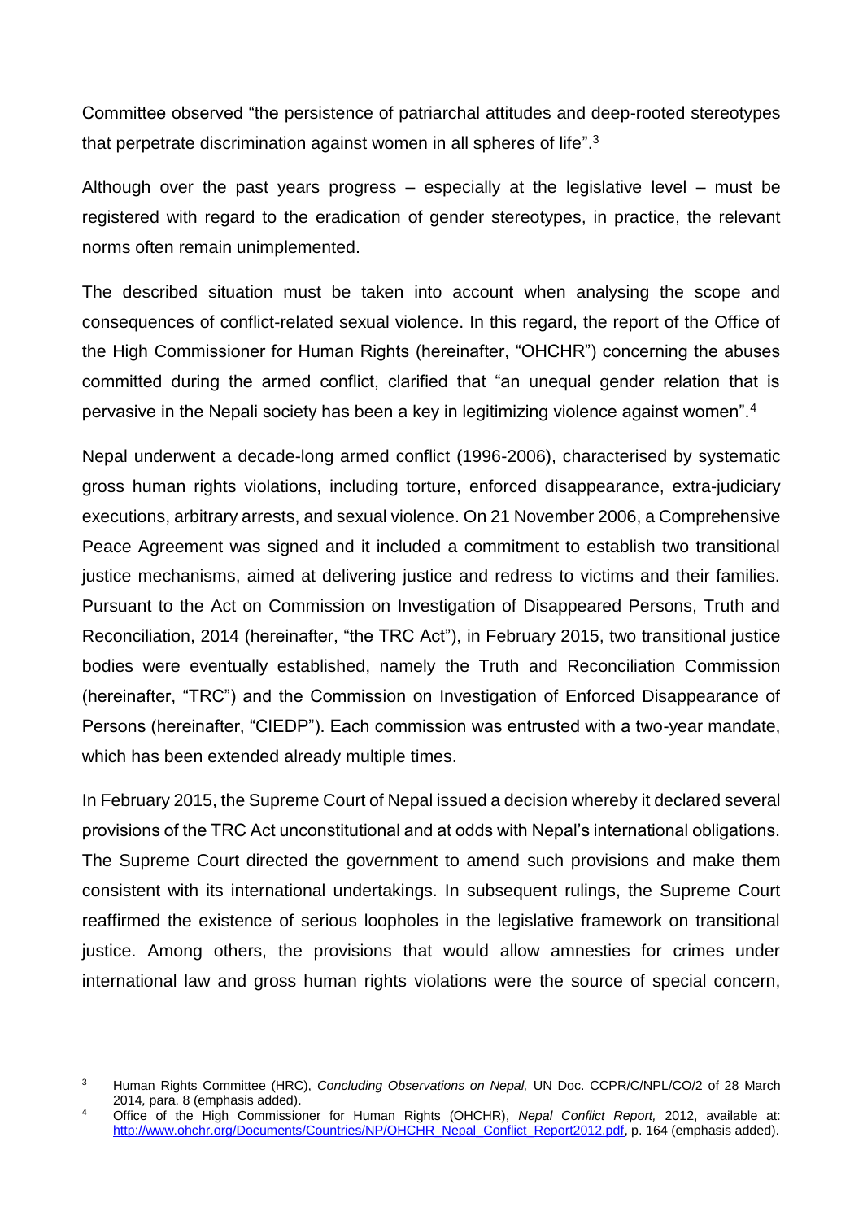Committee observed “the persistence of patriarchal attitudes and deep-rooted stereotypes that perpetrate discrimination against women in all spheres of life”.[3]

Although over the past years progress – especially at the legislative level – must be registered with regard to the eradication of gender stereotypes, in practice, the relevant norms often remain unimplemented.

The described situation must be taken into account when analysing the scope and consequences of conflict-related sexual violence. In this regard, the report of the Office of the High Commissioner for Human Rights (hereinafter, “OHCHR”) concerning the abuses committed during the armed conflict, clarified that “an unequal gender relation that is pervasive in the Nepali society has been a key in legitimizing violence against women”.[4]

Nepal underwent a decade-long armed conflict (1996-2006), characterised by systematic gross human rights violations, including torture, enforced disappearance, extra-judiciary executions, arbitrary arrests, and sexual violence. On 21 November 2006, a Comprehensive Peace Agreement was signed and it included a commitment to establish two transitional justice mechanisms, aimed at delivering justice and redress to victims and their families. Pursuant to the Act on Commission on Investigation of Disappeared Persons, Truth and Reconciliation, 2014 (hereinafter, “the TRC Act”), in February 2015, two transitional justice bodies were eventually established, namely the Truth and Reconciliation Commission (hereinafter, “TRC”) and the Commission on Investigation of Enforced Disappearance of Persons (hereinafter, “CIEDP”). Each commission was entrusted with a two-year mandate, which has been extended already multiple times.

In February 2015, the Supreme Court of Nepal issued a decision whereby it declared several provisions of the TRC Act unconstitutional and at odds with Nepal’s international obligations. The Supreme Court directed the government to amend such provisions and make them consistent with its international undertakings. In subsequent rulings, the Supreme Court reaffirmed the existence of serious loopholes in the legislative framework on transitional justice. Among others, the provisions that would allow amnesties for crimes under international law and gross human rights violations were the source of special concern,

---

[3] Human Rights Committee (HRC), *Concluding Observations on Nepal,* UN Doc. CCPR/C/NPL/CO/2 of 28 March 2014, para. 8 (emphasis added).

[4] Office of the High Commissioner for Human Rights (OHCHR), *Nepal Conflict Report,* 2012, available at: http://www.ohchr.org/Documents/Countries/NP/OHCHR_Nepal_Conflict_Report2012.pdf, p. 164 (emphasis added).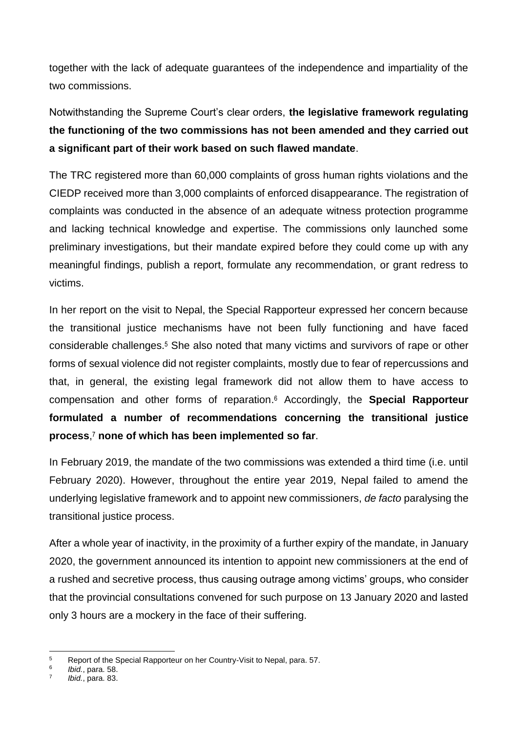together with the lack of adequate guarantees of the independence and impartiality of the two commissions.

Notwithstanding the Supreme Court's clear orders, **the legislative framework regulating the functioning of the two commissions has not been amended and they carried out a significant part of their work based on such flawed mandate**.

The TRC registered more than 60,000 complaints of gross human rights violations and the CIEDP received more than 3,000 complaints of enforced disappearance. The registration of complaints was conducted in the absence of an adequate witness protection programme and lacking technical knowledge and expertise. The commissions only launched some preliminary investigations, but their mandate expired before they could come up with any meaningful findings, publish a report, formulate any recommendation, or grant redress to victims.

In her report on the visit to Nepal, the Special Rapporteur expressed her concern because the transitional justice mechanisms have not been fully functioning and have faced considerable challenges.[5] She also noted that many victims and survivors of rape or other forms of sexual violence did not register complaints, mostly due to fear of repercussions and that, in general, the existing legal framework did not allow them to have access to compensation and other forms of reparation.[6] Accordingly, the **Special Rapporteur formulated a number of recommendations concerning the transitional justice process**,[7] **none of which has been implemented so far**.

In February 2019, the mandate of the two commissions was extended a third time (i.e. until February 2020). However, throughout the entire year 2019, Nepal failed to amend the underlying legislative framework and to appoint new commissioners, *de facto* paralysing the transitional justice process.

After a whole year of inactivity, in the proximity of a further expiry of the mandate, in January 2020, the government announced its intention to appoint new commissioners at the end of a rushed and secretive process, thus causing outrage among victims' groups, who consider that the provincial consultations convened for such purpose on 13 January 2020 and lasted only 3 hours are a mockery in the face of their suffering.

---

[5] Report of the Special Rapporteur on her Country-Visit to Nepal, para. 57.

[6] *Ibid.*, para. 58.

[7] *Ibid.*, para. 83.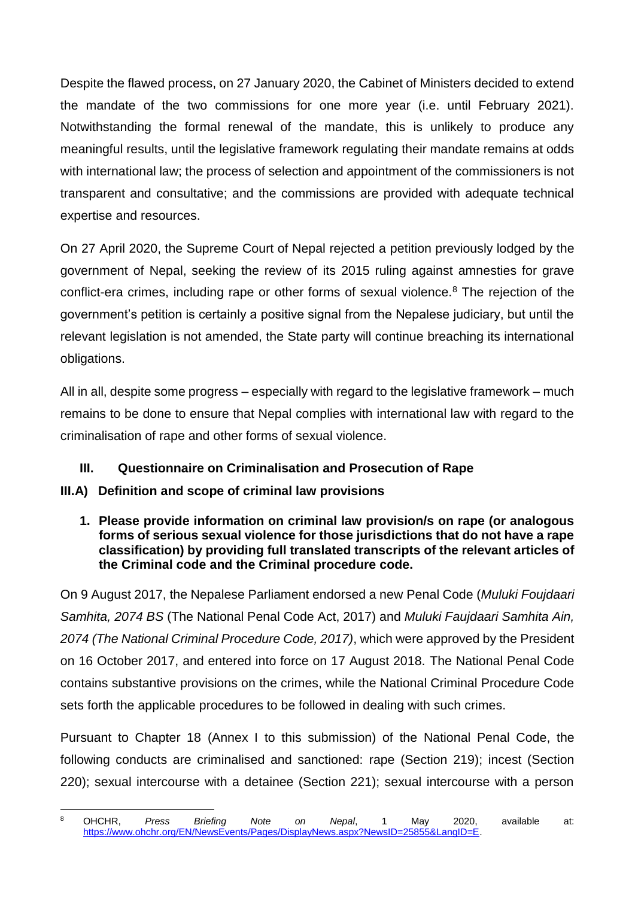Despite the flawed process, on 27 January 2020, the Cabinet of Ministers decided to extend the mandate of the two commissions for one more year (i.e. until February 2021). Notwithstanding the formal renewal of the mandate, this is unlikely to produce any meaningful results, until the legislative framework regulating their mandate remains at odds with international law; the process of selection and appointment of the commissioners is not transparent and consultative; and the commissions are provided with adequate technical expertise and resources.

On 27 April 2020, the Supreme Court of Nepal rejected a petition previously lodged by the government of Nepal, seeking the review of its 2015 ruling against amnesties for grave conflict-era crimes, including rape or other forms of sexual violence.[8] The rejection of the government's petition is certainly a positive signal from the Nepalese judiciary, but until the relevant legislation is not amended, the State party will continue breaching its international obligations.

All in all, despite some progress – especially with regard to the legislative framework – much remains to be done to ensure that Nepal complies with international law with regard to the criminalisation of rape and other forms of sexual violence.

## III. Questionnaire on Criminalisation and Prosecution of Rape

### III.A) Definition and scope of criminal law provisions

**1. Please provide information on criminal law provision/s on rape (or analogous forms of serious sexual violence for those jurisdictions that do not have a rape classification) by providing full translated transcripts of the relevant articles of the Criminal code and the Criminal procedure code.**

On 9 August 2017, the Nepalese Parliament endorsed a new Penal Code (*Muluki Foujdaari Samhita, 2074 BS* (The National Penal Code Act, 2017) and *Muluki Faujdaari Samhita Ain, 2074 (The National Criminal Procedure Code, 2017)*, which were approved by the President on 16 October 2017, and entered into force on 17 August 2018. The National Penal Code contains substantive provisions on the crimes, while the National Criminal Procedure Code sets forth the applicable procedures to be followed in dealing with such crimes.

Pursuant to Chapter 18 (Annex I to this submission) of the National Penal Code, the following conducts are criminalised and sanctioned: rape (Section 219); incest (Section 220); sexual intercourse with a detainee (Section 221); sexual intercourse with a person

[8] OHCHR, *Press Briefing Note on Nepal*, 1 May 2020, available at: https://www.ohchr.org/EN/NewsEvents/Pages/DisplayNews.aspx?NewsID=25855&LangID=E.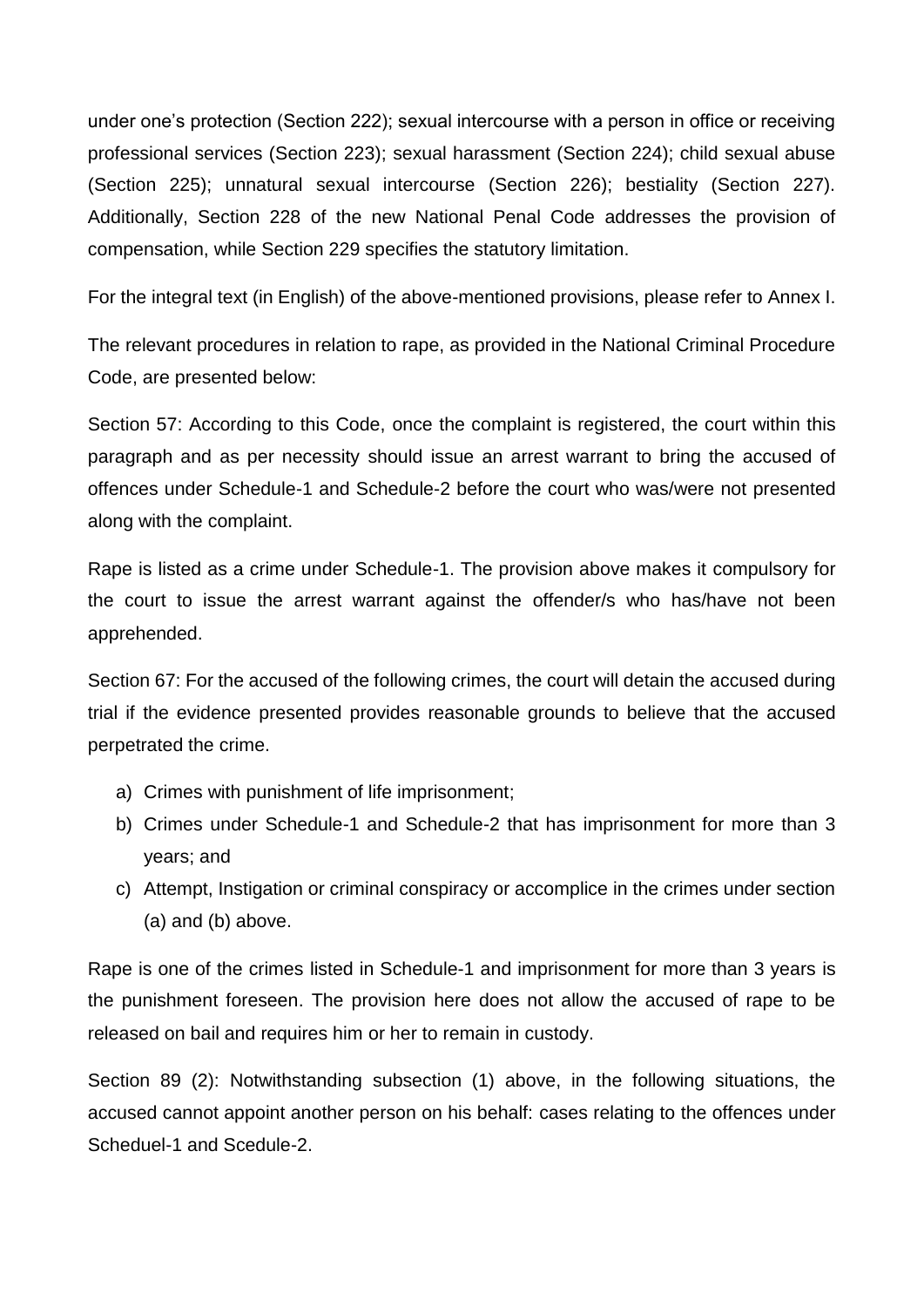under one's protection (Section 222); sexual intercourse with a person in office or receiving professional services (Section 223); sexual harassment (Section 224); child sexual abuse (Section 225); unnatural sexual intercourse (Section 226); bestiality (Section 227). Additionally, Section 228 of the new National Penal Code addresses the provision of compensation, while Section 229 specifies the statutory limitation.

For the integral text (in English) of the above-mentioned provisions, please refer to Annex I.

The relevant procedures in relation to rape, as provided in the National Criminal Procedure Code, are presented below:

Section 57: According to this Code, once the complaint is registered, the court within this paragraph and as per necessity should issue an arrest warrant to bring the accused of offences under Schedule-1 and Schedule-2 before the court who was/were not presented along with the complaint.

Rape is listed as a crime under Schedule-1. The provision above makes it compulsory for the court to issue the arrest warrant against the offender/s who has/have not been apprehended.

Section 67: For the accused of the following crimes, the court will detain the accused during trial if the evidence presented provides reasonable grounds to believe that the accused perpetrated the crime.

a) Crimes with punishment of life imprisonment;
b) Crimes under Schedule-1 and Schedule-2 that has imprisonment for more than 3 years; and
c) Attempt, Instigation or criminal conspiracy or accomplice in the crimes under section (a) and (b) above.

Rape is one of the crimes listed in Schedule-1 and imprisonment for more than 3 years is the punishment foreseen. The provision here does not allow the accused of rape to be released on bail and requires him or her to remain in custody.

Section 89 (2): Notwithstanding subsection (1) above, in the following situations, the accused cannot appoint another person on his behalf: cases relating to the offences under Scheduel-1 and Scedule-2.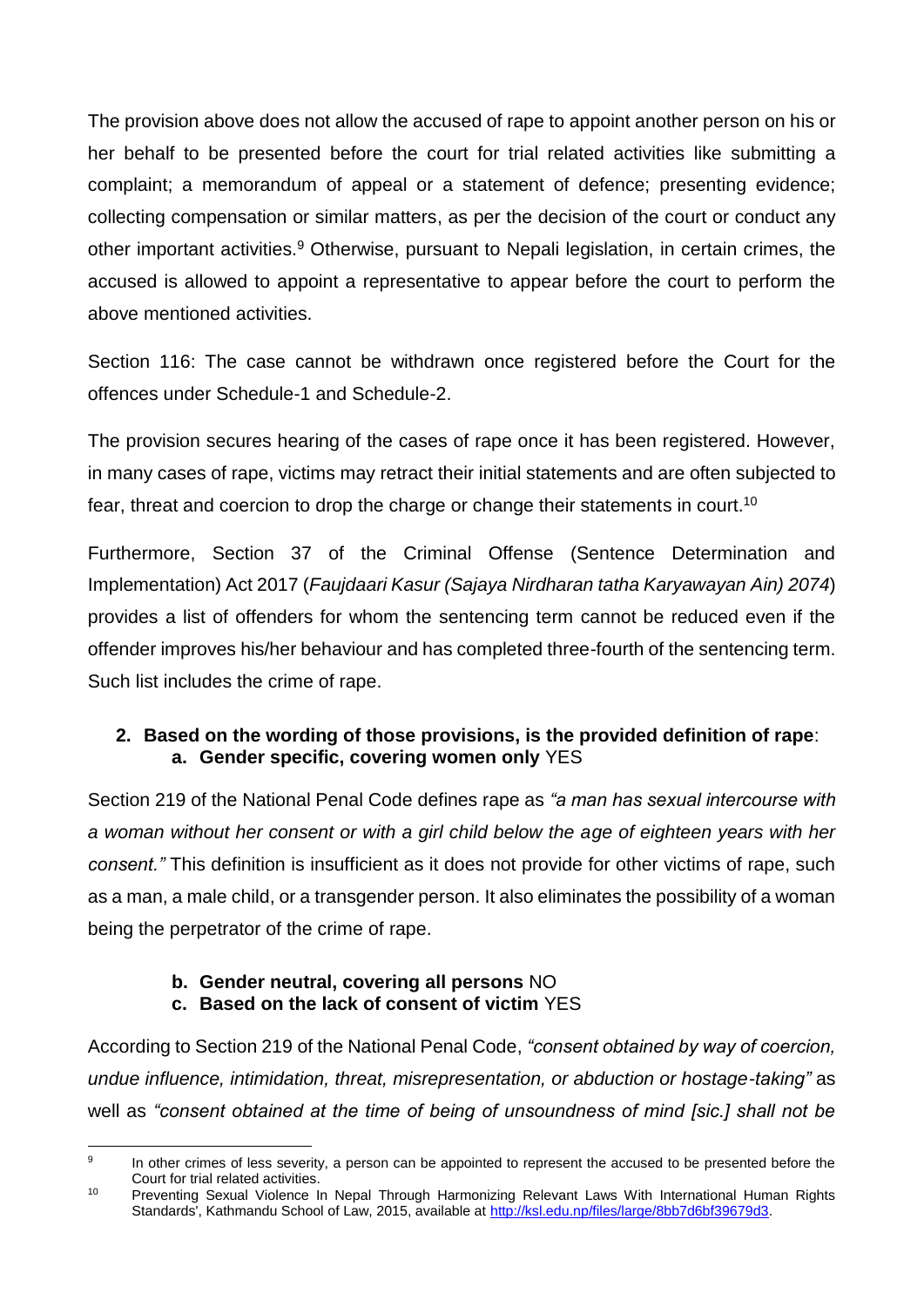The provision above does not allow the accused of rape to appoint another person on his or her behalf to be presented before the court for trial related activities like submitting a complaint; a memorandum of appeal or a statement of defence; presenting evidence; collecting compensation or similar matters, as per the decision of the court or conduct any other important activities.[9] Otherwise, pursuant to Nepali legislation, in certain crimes, the accused is allowed to appoint a representative to appear before the court to perform the above mentioned activities.

Section 116: The case cannot be withdrawn once registered before the Court for the offences under Schedule-1 and Schedule-2.

The provision secures hearing of the cases of rape once it has been registered. However, in many cases of rape, victims may retract their initial statements and are often subjected to fear, threat and coercion to drop the charge or change their statements in court.[10]

Furthermore, Section 37 of the Criminal Offense (Sentence Determination and Implementation) Act 2017 (*Faujdaari Kasur (Sajaya Nirdharan tatha Karyawayan Ain) 2074*) provides a list of offenders for whom the sentencing term cannot be reduced even if the offender improves his/her behaviour and has completed three-fourth of the sentencing term. Such list includes the crime of rape.

2. **Based on the wording of those provisions, is the provided definition of rape**:
   a. **Gender specific, covering women only** YES

Section 219 of the National Penal Code defines rape as *"a man has sexual intercourse with a woman without her consent or with a girl child below the age of eighteen years with her consent."* This definition is insufficient as it does not provide for other victims of rape, such as a man, a male child, or a transgender person. It also eliminates the possibility of a woman being the perpetrator of the crime of rape.

   b. **Gender neutral, covering all persons** NO
   c. **Based on the lack of consent of victim** YES

According to Section 219 of the National Penal Code, *"consent obtained by way of coercion, undue influence, intimidation, threat, misrepresentation, or abduction or hostage-taking"* as well as *"consent obtained at the time of being of unsoundness of mind [sic.] shall not be*

---

[9] In other crimes of less severity, a person can be appointed to represent the accused to be presented before the Court for trial related activities.

[10] Preventing Sexual Violence In Nepal Through Harmonizing Relevant Laws With International Human Rights Standards', Kathmandu School of Law, 2015, available at http://ksl.edu.np/files/large/8bb7d6bf39679d3.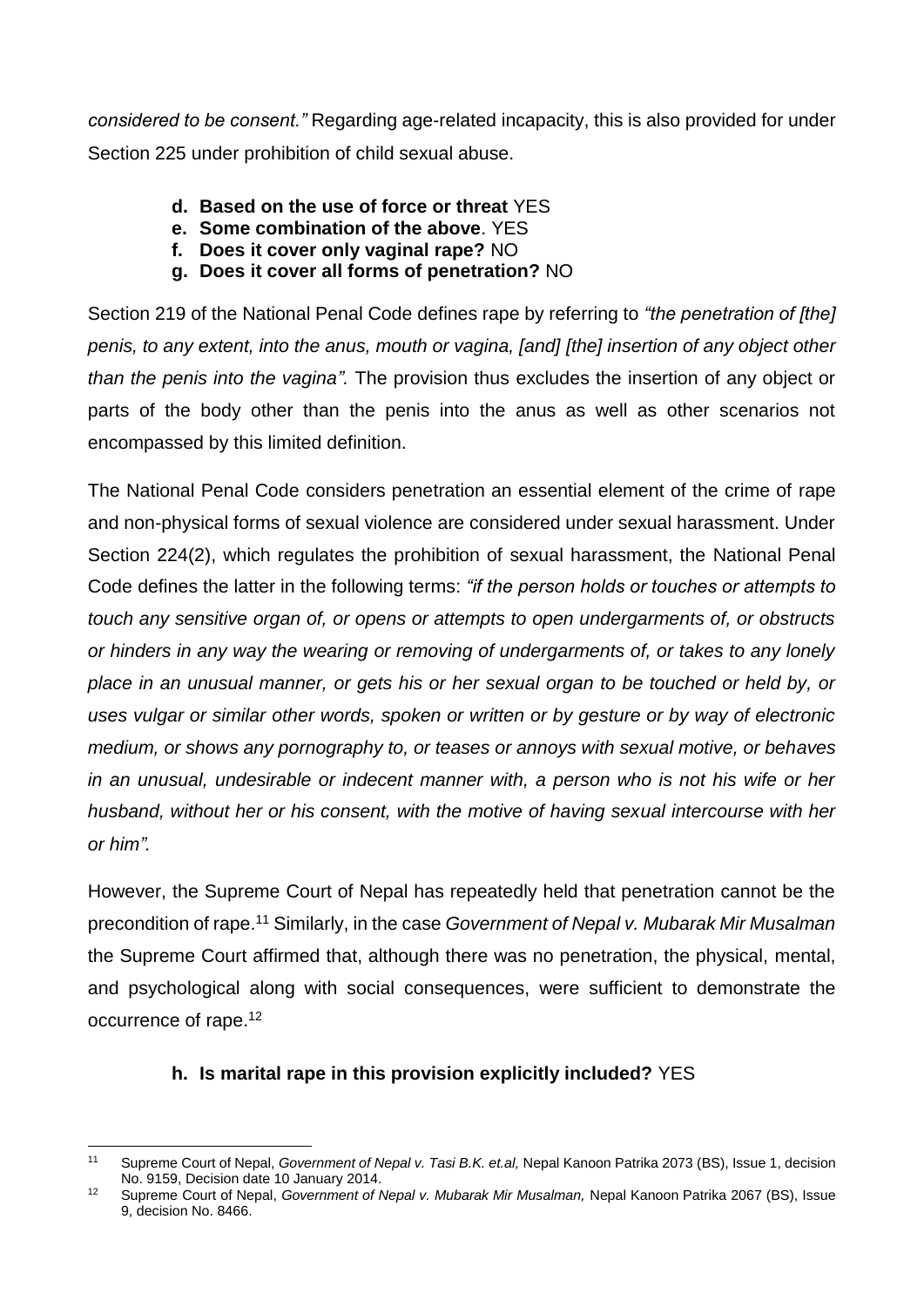*considered to be consent."* Regarding age-related incapacity, this is also provided for under Section 225 under prohibition of child sexual abuse.

- **d. Based on the use of force or threat** YES
- **e. Some combination of the above**. YES
- **f. Does it cover only vaginal rape?** NO
- **g. Does it cover all forms of penetration?** NO

Section 219 of the National Penal Code defines rape by referring to *"the penetration of [the] penis, to any extent, into the anus, mouth or vagina, [and] [the] insertion of any object other than the penis into the vagina".* The provision thus excludes the insertion of any object or parts of the body other than the penis into the anus as well as other scenarios not encompassed by this limited definition.

The National Penal Code considers penetration an essential element of the crime of rape and non-physical forms of sexual violence are considered under sexual harassment. Under Section 224(2), which regulates the prohibition of sexual harassment, the National Penal Code defines the latter in the following terms: *"if the person holds or touches or attempts to touch any sensitive organ of, or opens or attempts to open undergarments of, or obstructs or hinders in any way the wearing or removing of undergarments of, or takes to any lonely place in an unusual manner, or gets his or her sexual organ to be touched or held by, or uses vulgar or similar other words, spoken or written or by gesture or by way of electronic medium, or shows any pornography to, or teases or annoys with sexual motive, or behaves in an unusual, undesirable or indecent manner with, a person who is not his wife or her husband, without her or his consent, with the motive of having sexual intercourse with her or him".*

However, the Supreme Court of Nepal has repeatedly held that penetration cannot be the precondition of rape.[11] Similarly, in the case *Government of Nepal v. Mubarak Mir Musalman* the Supreme Court affirmed that, although there was no penetration, the physical, mental, and psychological along with social consequences, were sufficient to demonstrate the occurrence of rape.[12]

- **h. Is marital rape in this provision explicitly included?** YES

---

[11] Supreme Court of Nepal, *Government of Nepal v. Tasi B.K. et.al,* Nepal Kanoon Patrika 2073 (BS), Issue 1, decision No. 9159, Decision date 10 January 2014.

[12] Supreme Court of Nepal, *Government of Nepal v. Mubarak Mir Musalman,* Nepal Kanoon Patrika 2067 (BS), Issue 9, decision No. 8466.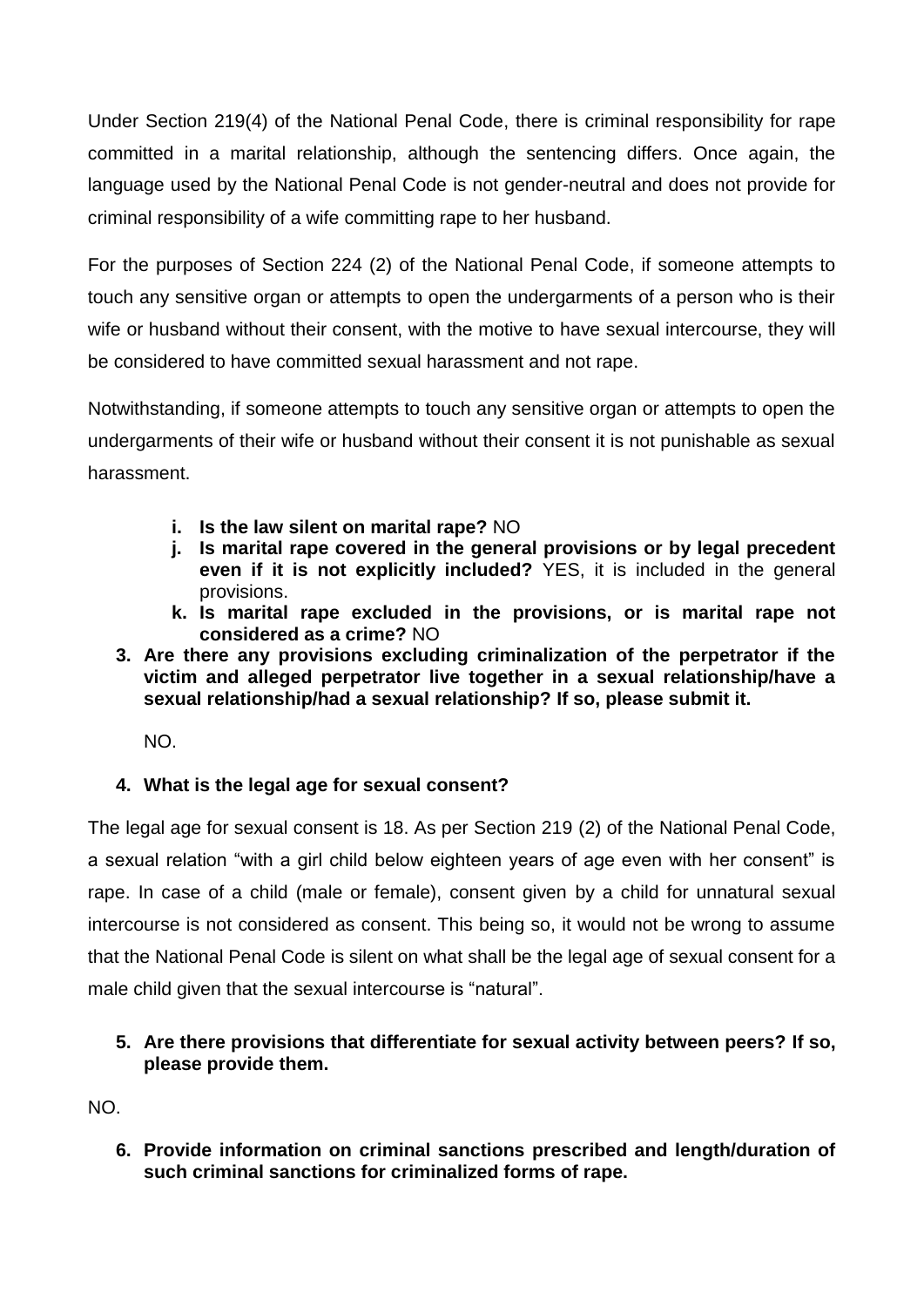Under Section 219(4) of the National Penal Code, there is criminal responsibility for rape committed in a marital relationship, although the sentencing differs. Once again, the language used by the National Penal Code is not gender-neutral and does not provide for criminal responsibility of a wife committing rape to her husband.

For the purposes of Section 224 (2) of the National Penal Code, if someone attempts to touch any sensitive organ or attempts to open the undergarments of a person who is their wife or husband without their consent, with the motive to have sexual intercourse, they will be considered to have committed sexual harassment and not rape.

Notwithstanding, if someone attempts to touch any sensitive organ or attempts to open the undergarments of their wife or husband without their consent it is not punishable as sexual harassment.

i. **Is the law silent on marital rape?** NO
j. **Is marital rape covered in the general provisions or by legal precedent even if it is not explicitly included?** YES, it is included in the general provisions.
k. **Is marital rape excluded in the provisions, or is marital rape not considered as a crime?** NO

3. **Are there any provisions excluding criminalization of the perpetrator if the victim and alleged perpetrator live together in a sexual relationship/have a sexual relationship/had a sexual relationship? If so, please submit it.**

   NO.

4. **What is the legal age for sexual consent?**

The legal age for sexual consent is 18. As per Section 219 (2) of the National Penal Code, a sexual relation "with a girl child below eighteen years of age even with her consent" is rape. In case of a child (male or female), consent given by a child for unnatural sexual intercourse is not considered as consent. This being so, it would not be wrong to assume that the National Penal Code is silent on what shall be the legal age of sexual consent for a male child given that the sexual intercourse is "natural".

5. **Are there provisions that differentiate for sexual activity between peers? If so, please provide them.**

NO.

6. **Provide information on criminal sanctions prescribed and length/duration of such criminal sanctions for criminalized forms of rape.**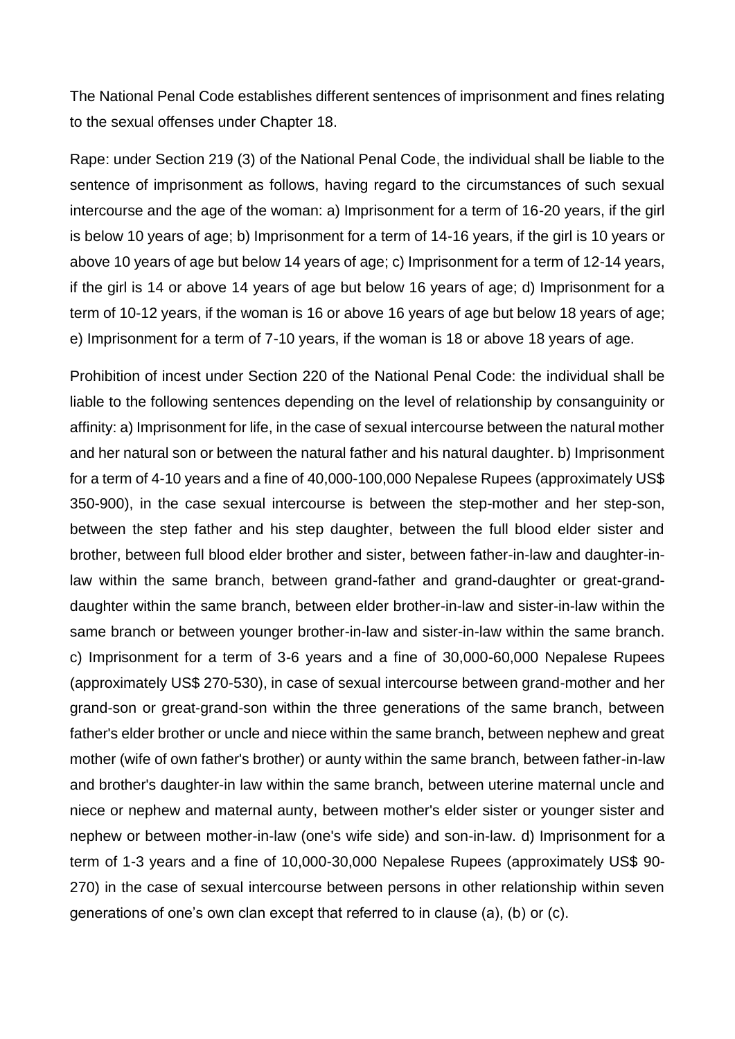The National Penal Code establishes different sentences of imprisonment and fines relating to the sexual offenses under Chapter 18.

Rape: under Section 219 (3) of the National Penal Code, the individual shall be liable to the sentence of imprisonment as follows, having regard to the circumstances of such sexual intercourse and the age of the woman: a) Imprisonment for a term of 16-20 years, if the girl is below 10 years of age; b) Imprisonment for a term of 14-16 years, if the girl is 10 years or above 10 years of age but below 14 years of age; c) Imprisonment for a term of 12-14 years, if the girl is 14 or above 14 years of age but below 16 years of age; d) Imprisonment for a term of 10-12 years, if the woman is 16 or above 16 years of age but below 18 years of age; e) Imprisonment for a term of 7-10 years, if the woman is 18 or above 18 years of age.

Prohibition of incest under Section 220 of the National Penal Code: the individual shall be liable to the following sentences depending on the level of relationship by consanguinity or affinity: a) Imprisonment for life, in the case of sexual intercourse between the natural mother and her natural son or between the natural father and his natural daughter. b) Imprisonment for a term of 4-10 years and a fine of 40,000-100,000 Nepalese Rupees (approximately US$ 350-900), in the case sexual intercourse is between the step-mother and her step-son, between the step father and his step daughter, between the full blood elder sister and brother, between full blood elder brother and sister, between father-in-law and daughter-in-law within the same branch, between grand-father and grand-daughter or great-grand-daughter within the same branch, between elder brother-in-law and sister-in-law within the same branch or between younger brother-in-law and sister-in-law within the same branch. c) Imprisonment for a term of 3-6 years and a fine of 30,000-60,000 Nepalese Rupees (approximately US$ 270-530), in case of sexual intercourse between grand-mother and her grand-son or great-grand-son within the three generations of the same branch, between father's elder brother or uncle and niece within the same branch, between nephew and great mother (wife of own father's brother) or aunty within the same branch, between father-in-law and brother's daughter-in law within the same branch, between uterine maternal uncle and niece or nephew and maternal aunty, between mother's elder sister or younger sister and nephew or between mother-in-law (one's wife side) and son-in-law. d) Imprisonment for a term of 1-3 years and a fine of 10,000-30,000 Nepalese Rupees (approximately US$ 90-270) in the case of sexual intercourse between persons in other relationship within seven generations of one's own clan except that referred to in clause (a), (b) or (c).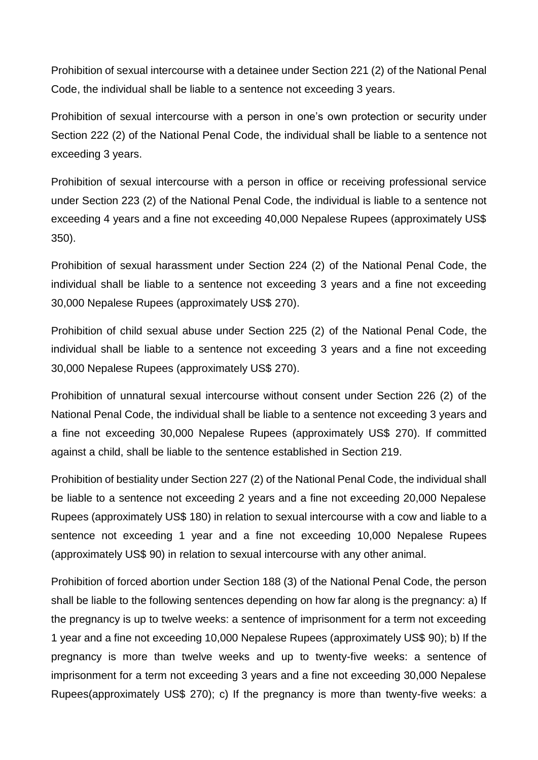Prohibition of sexual intercourse with a detainee under Section 221 (2) of the National Penal Code, the individual shall be liable to a sentence not exceeding 3 years.

Prohibition of sexual intercourse with a person in one's own protection or security under Section 222 (2) of the National Penal Code, the individual shall be liable to a sentence not exceeding 3 years.

Prohibition of sexual intercourse with a person in office or receiving professional service under Section 223 (2) of the National Penal Code, the individual is liable to a sentence not exceeding 4 years and a fine not exceeding 40,000 Nepalese Rupees (approximately US$ 350).

Prohibition of sexual harassment under Section 224 (2) of the National Penal Code, the individual shall be liable to a sentence not exceeding 3 years and a fine not exceeding 30,000 Nepalese Rupees (approximately US$ 270).

Prohibition of child sexual abuse under Section 225 (2) of the National Penal Code, the individual shall be liable to a sentence not exceeding 3 years and a fine not exceeding 30,000 Nepalese Rupees (approximately US$ 270).

Prohibition of unnatural sexual intercourse without consent under Section 226 (2) of the National Penal Code, the individual shall be liable to a sentence not exceeding 3 years and a fine not exceeding 30,000 Nepalese Rupees (approximately US$ 270). If committed against a child, shall be liable to the sentence established in Section 219.

Prohibition of bestiality under Section 227 (2) of the National Penal Code, the individual shall be liable to a sentence not exceeding 2 years and a fine not exceeding 20,000 Nepalese Rupees (approximately US$ 180) in relation to sexual intercourse with a cow and liable to a sentence not exceeding 1 year and a fine not exceeding 10,000 Nepalese Rupees (approximately US$ 90) in relation to sexual intercourse with any other animal.

Prohibition of forced abortion under Section 188 (3) of the National Penal Code, the person shall be liable to the following sentences depending on how far along is the pregnancy: a) If the pregnancy is up to twelve weeks: a sentence of imprisonment for a term not exceeding 1 year and a fine not exceeding 10,000 Nepalese Rupees (approximately US$ 90); b) If the pregnancy is more than twelve weeks and up to twenty-five weeks: a sentence of imprisonment for a term not exceeding 3 years and a fine not exceeding 30,000 Nepalese Rupees(approximately US$ 270); c) If the pregnancy is more than twenty-five weeks: a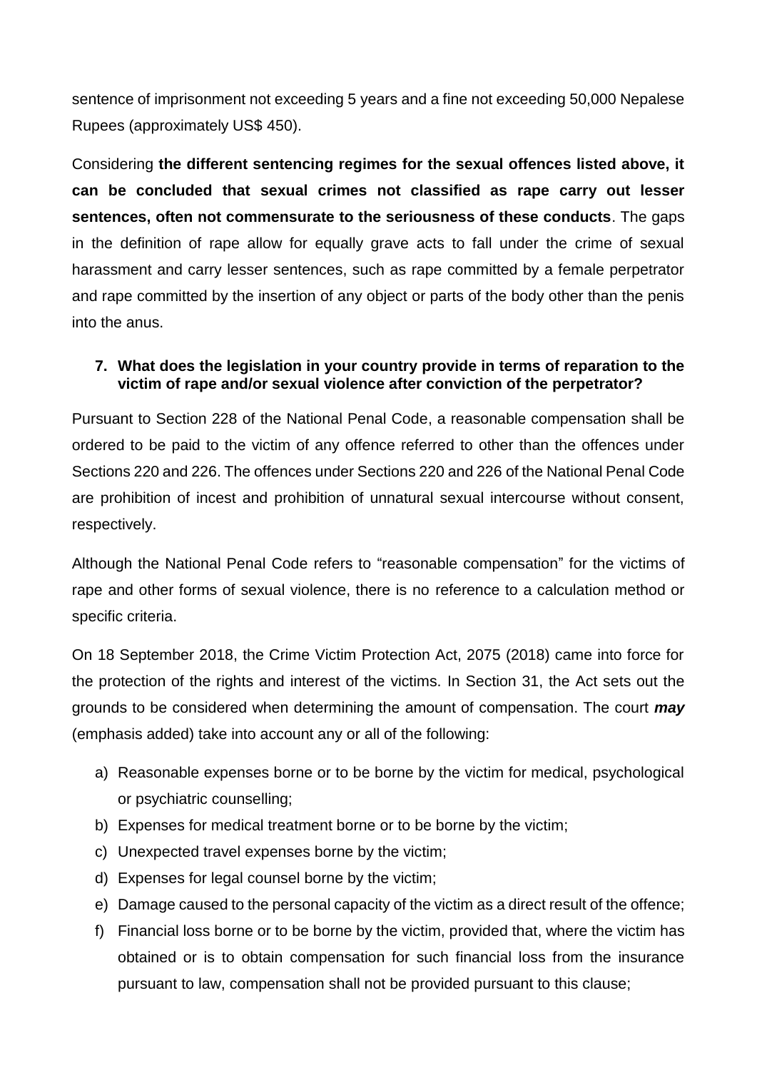sentence of imprisonment not exceeding 5 years and a fine not exceeding 50,000 Nepalese Rupees (approximately US$ 450).

Considering **the different sentencing regimes for the sexual offences listed above, it can be concluded that sexual crimes not classified as rape carry out lesser sentences, often not commensurate to the seriousness of these conducts**. The gaps in the definition of rape allow for equally grave acts to fall under the crime of sexual harassment and carry lesser sentences, such as rape committed by a female perpetrator and rape committed by the insertion of any object or parts of the body other than the penis into the anus.

**7. What does the legislation in your country provide in terms of reparation to the victim of rape and/or sexual violence after conviction of the perpetrator?**

Pursuant to Section 228 of the National Penal Code, a reasonable compensation shall be ordered to be paid to the victim of any offence referred to other than the offences under Sections 220 and 226. The offences under Sections 220 and 226 of the National Penal Code are prohibition of incest and prohibition of unnatural sexual intercourse without consent, respectively.

Although the National Penal Code refers to "reasonable compensation" for the victims of rape and other forms of sexual violence, there is no reference to a calculation method or specific criteria.

On 18 September 2018, the Crime Victim Protection Act, 2075 (2018) came into force for the protection of the rights and interest of the victims. In Section 31, the Act sets out the grounds to be considered when determining the amount of compensation. The court ***may*** (emphasis added) take into account any or all of the following:

a) Reasonable expenses borne or to be borne by the victim for medical, psychological or psychiatric counselling;
b) Expenses for medical treatment borne or to be borne by the victim;
c) Unexpected travel expenses borne by the victim;
d) Expenses for legal counsel borne by the victim;
e) Damage caused to the personal capacity of the victim as a direct result of the offence;
f) Financial loss borne or to be borne by the victim, provided that, where the victim has obtained or is to obtain compensation for such financial loss from the insurance pursuant to law, compensation shall not be provided pursuant to this clause;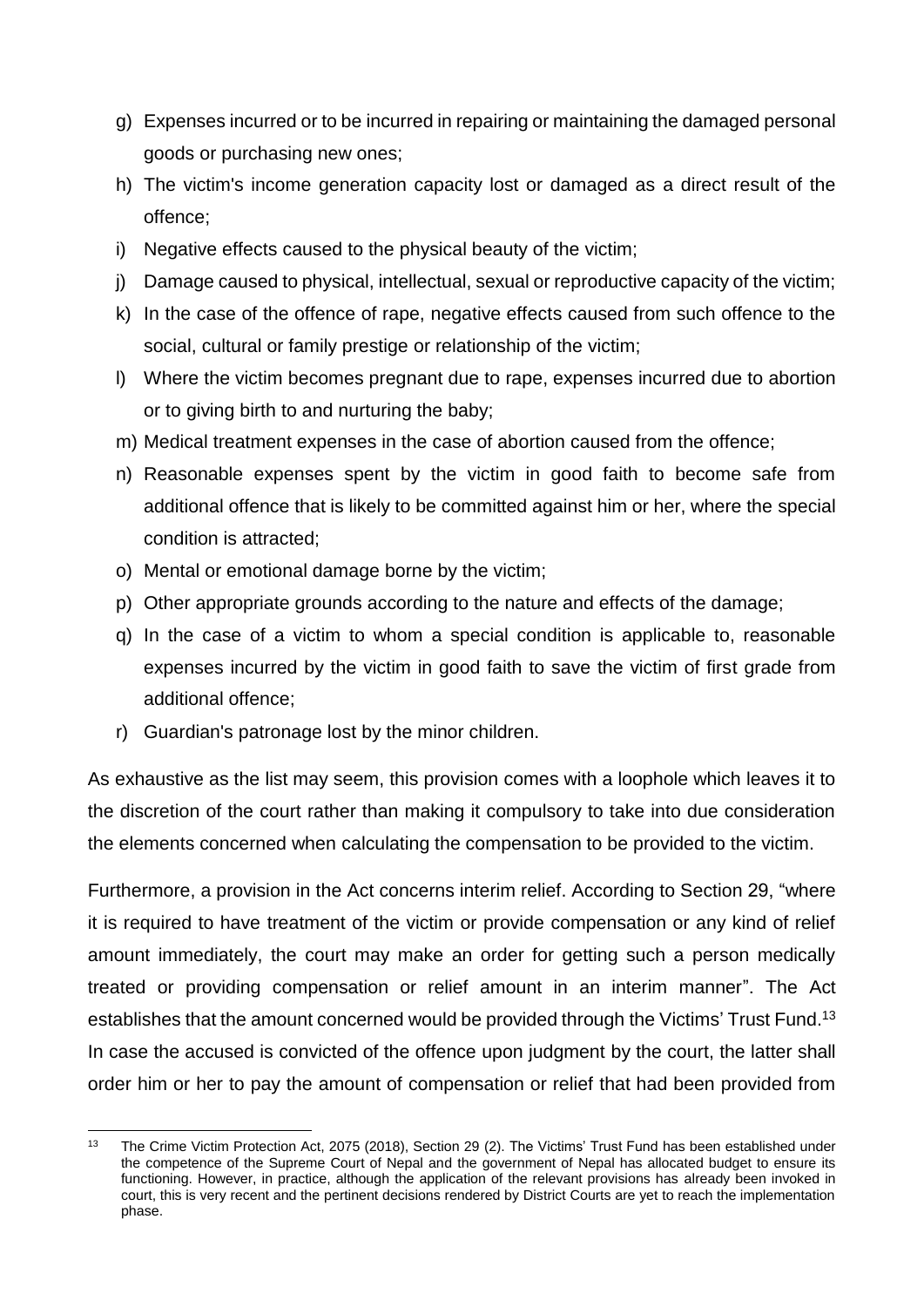g) Expenses incurred or to be incurred in repairing or maintaining the damaged personal goods or purchasing new ones;
h) The victim's income generation capacity lost or damaged as a direct result of the offence;
i) Negative effects caused to the physical beauty of the victim;
j) Damage caused to physical, intellectual, sexual or reproductive capacity of the victim;
k) In the case of the offence of rape, negative effects caused from such offence to the social, cultural or family prestige or relationship of the victim;
l) Where the victim becomes pregnant due to rape, expenses incurred due to abortion or to giving birth to and nurturing the baby;
m) Medical treatment expenses in the case of abortion caused from the offence;
n) Reasonable expenses spent by the victim in good faith to become safe from additional offence that is likely to be committed against him or her, where the special condition is attracted;
o) Mental or emotional damage borne by the victim;
p) Other appropriate grounds according to the nature and effects of the damage;
q) In the case of a victim to whom a special condition is applicable to, reasonable expenses incurred by the victim in good faith to save the victim of first grade from additional offence;
r) Guardian's patronage lost by the minor children.

As exhaustive as the list may seem, this provision comes with a loophole which leaves it to the discretion of the court rather than making it compulsory to take into due consideration the elements concerned when calculating the compensation to be provided to the victim.

Furthermore, a provision in the Act concerns interim relief. According to Section 29, "where it is required to have treatment of the victim or provide compensation or any kind of relief amount immediately, the court may make an order for getting such a person medically treated or providing compensation or relief amount in an interim manner". The Act establishes that the amount concerned would be provided through the Victims' Trust Fund.[13] In case the accused is convicted of the offence upon judgment by the court, the latter shall order him or her to pay the amount of compensation or relief that had been provided from

[13] The Crime Victim Protection Act, 2075 (2018), Section 29 (2). The Victims' Trust Fund has been established under the competence of the Supreme Court of Nepal and the government of Nepal has allocated budget to ensure its functioning. However, in practice, although the application of the relevant provisions has already been invoked in court, this is very recent and the pertinent decisions rendered by District Courts are yet to reach the implementation phase.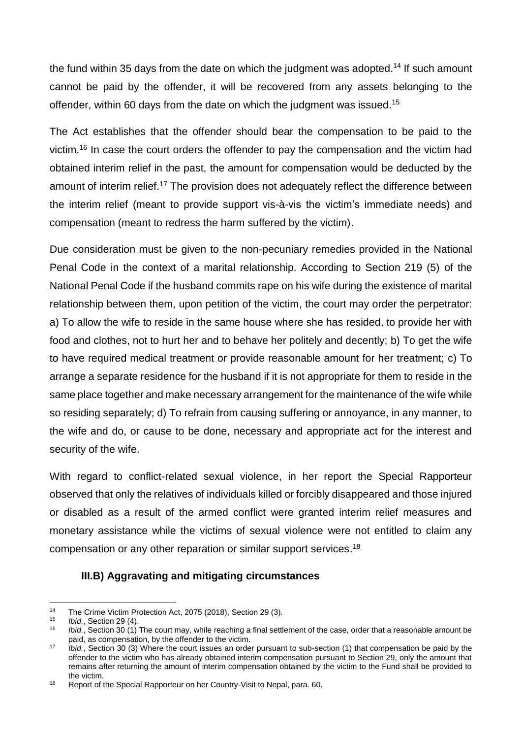the fund within 35 days from the date on which the judgment was adopted.[14] If such amount cannot be paid by the offender, it will be recovered from any assets belonging to the offender, within 60 days from the date on which the judgment was issued.[15]

The Act establishes that the offender should bear the compensation to be paid to the victim.[16] In case the court orders the offender to pay the compensation and the victim had obtained interim relief in the past, the amount for compensation would be deducted by the amount of interim relief.[17] The provision does not adequately reflect the difference between the interim relief (meant to provide support vis-à-vis the victim's immediate needs) and compensation (meant to redress the harm suffered by the victim).

Due consideration must be given to the non-pecuniary remedies provided in the National Penal Code in the context of a marital relationship. According to Section 219 (5) of the National Penal Code if the husband commits rape on his wife during the existence of marital relationship between them, upon petition of the victim, the court may order the perpetrator: a) To allow the wife to reside in the same house where she has resided, to provide her with food and clothes, not to hurt her and to behave her politely and decently; b) To get the wife to have required medical treatment or provide reasonable amount for her treatment; c) To arrange a separate residence for the husband if it is not appropriate for them to reside in the same place together and make necessary arrangement for the maintenance of the wife while so residing separately; d) To refrain from causing suffering or annoyance, in any manner, to the wife and do, or cause to be done, necessary and appropriate act for the interest and security of the wife.

With regard to conflict-related sexual violence, in her report the Special Rapporteur observed that only the relatives of individuals killed or forcibly disappeared and those injured or disabled as a result of the armed conflict were granted interim relief measures and monetary assistance while the victims of sexual violence were not entitled to claim any compensation or any other reparation or similar support services.[18]

### III.B) Aggravating and mitigating circumstances

---

[14] The Crime Victim Protection Act, 2075 (2018), Section 29 (3).

[15] *Ibid.*, Section 29 (4).

[16] *Ibid.*, Section 30 (1) The court may, while reaching a final settlement of the case, order that a reasonable amount be paid, as compensation, by the offender to the victim.

[17] *Ibid.*, Section 30 (3) Where the court issues an order pursuant to sub-section (1) that compensation be paid by the offender to the victim who has already obtained interim compensation pursuant to Section 29, only the amount that remains after returning the amount of interim compensation obtained by the victim to the Fund shall be provided to the victim.

[18] Report of the Special Rapporteur on her Country-Visit to Nepal, para. 60.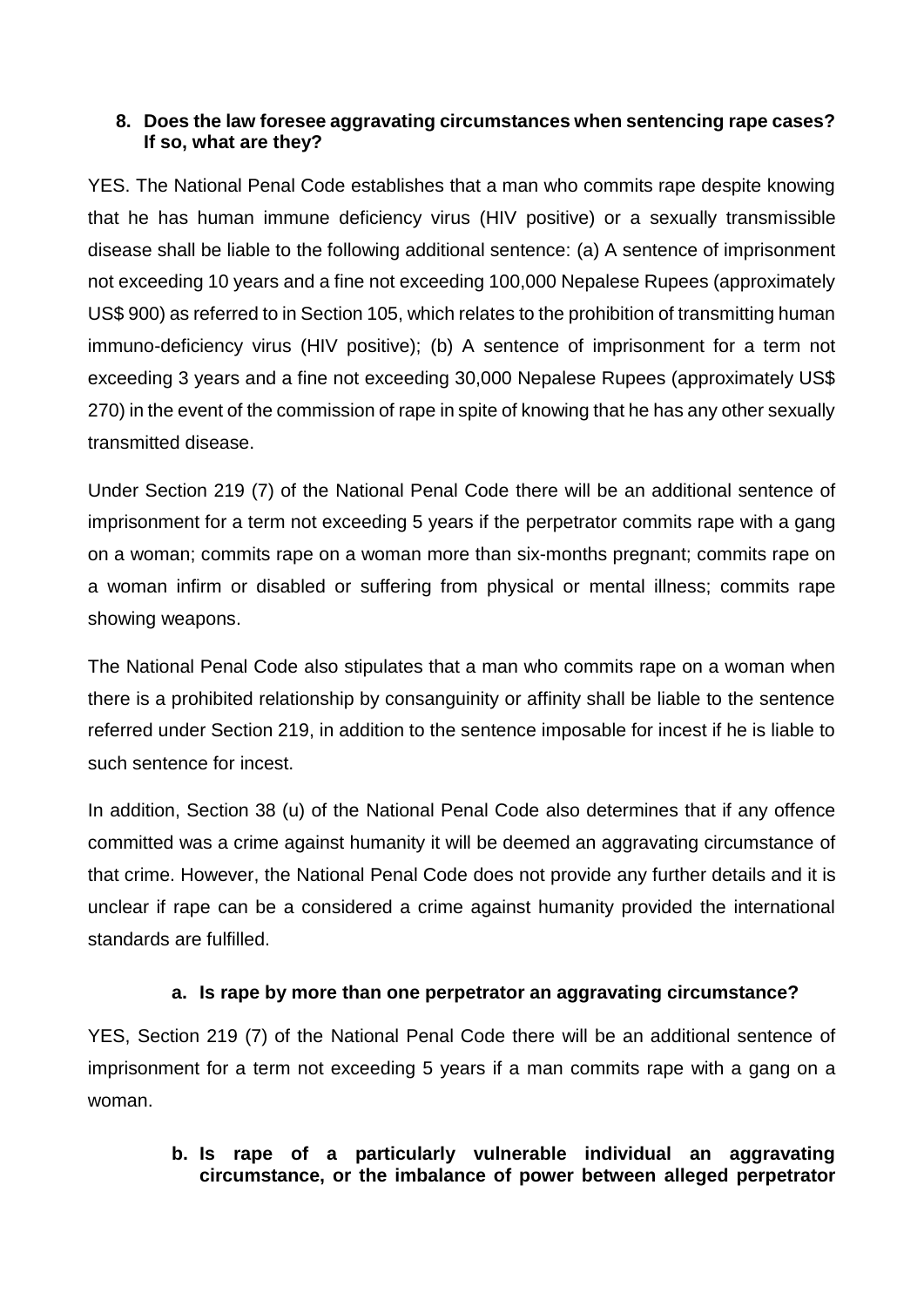**8. Does the law foresee aggravating circumstances when sentencing rape cases? If so, what are they?**

YES. The National Penal Code establishes that a man who commits rape despite knowing that he has human immune deficiency virus (HIV positive) or a sexually transmissible disease shall be liable to the following additional sentence: (a) A sentence of imprisonment not exceeding 10 years and a fine not exceeding 100,000 Nepalese Rupees (approximately US$ 900) as referred to in Section 105, which relates to the prohibition of transmitting human immuno-deficiency virus (HIV positive); (b) A sentence of imprisonment for a term not exceeding 3 years and a fine not exceeding 30,000 Nepalese Rupees (approximately US$ 270) in the event of the commission of rape in spite of knowing that he has any other sexually transmitted disease.

Under Section 219 (7) of the National Penal Code there will be an additional sentence of imprisonment for a term not exceeding 5 years if the perpetrator commits rape with a gang on a woman; commits rape on a woman more than six-months pregnant; commits rape on a woman infirm or disabled or suffering from physical or mental illness; commits rape showing weapons.

The National Penal Code also stipulates that a man who commits rape on a woman when there is a prohibited relationship by consanguinity or affinity shall be liable to the sentence referred under Section 219, in addition to the sentence imposable for incest if he is liable to such sentence for incest.

In addition, Section 38 (u) of the National Penal Code also determines that if any offence committed was a crime against humanity it will be deemed an aggravating circumstance of that crime. However, the National Penal Code does not provide any further details and it is unclear if rape can be a considered a crime against humanity provided the international standards are fulfilled.

**a. Is rape by more than one perpetrator an aggravating circumstance?**

YES, Section 219 (7) of the National Penal Code there will be an additional sentence of imprisonment for a term not exceeding 5 years if a man commits rape with a gang on a woman.

**b. Is rape of a particularly vulnerable individual an aggravating circumstance, or the imbalance of power between alleged perpetrator**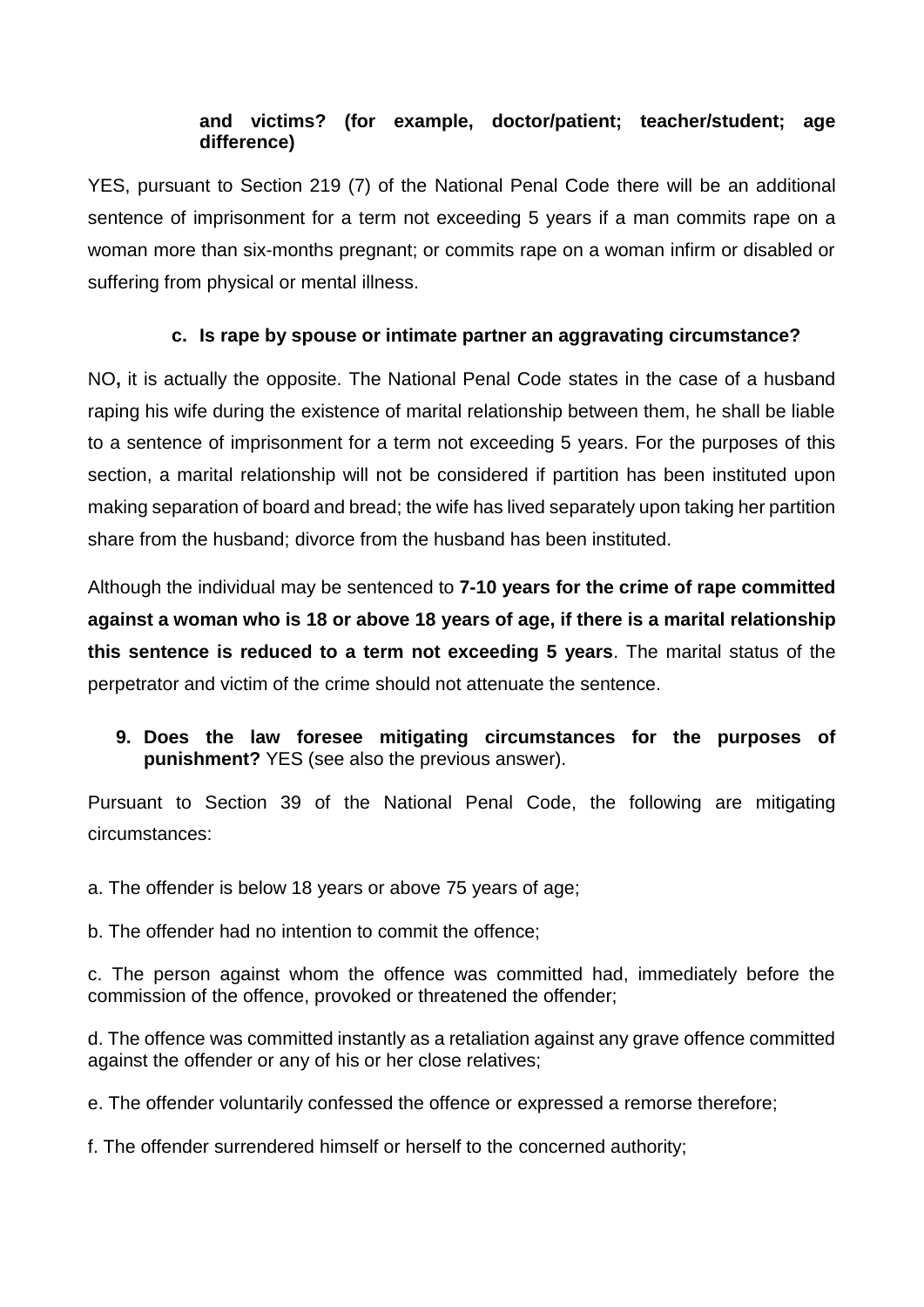**and victims? (for example, doctor/patient; teacher/student; age difference)**

YES, pursuant to Section 219 (7) of the National Penal Code there will be an additional sentence of imprisonment for a term not exceeding 5 years if a man commits rape on a woman more than six-months pregnant; or commits rape on a woman infirm or disabled or suffering from physical or mental illness.

**c. Is rape by spouse or intimate partner an aggravating circumstance?**

NO**,** it is actually the opposite. The National Penal Code states in the case of a husband raping his wife during the existence of marital relationship between them, he shall be liable to a sentence of imprisonment for a term not exceeding 5 years. For the purposes of this section, a marital relationship will not be considered if partition has been instituted upon making separation of board and bread; the wife has lived separately upon taking her partition share from the husband; divorce from the husband has been instituted.

Although the individual may be sentenced to **7-10 years for the crime of rape committed against a woman who is 18 or above 18 years of age, if there is a marital relationship this sentence is reduced to a term not exceeding 5 years**. The marital status of the perpetrator and victim of the crime should not attenuate the sentence.

9. **Does the law foresee mitigating circumstances for the purposes of punishment?** YES (see also the previous answer).

Pursuant to Section 39 of the National Penal Code, the following are mitigating circumstances:

a. The offender is below 18 years or above 75 years of age;

b. The offender had no intention to commit the offence;

c. The person against whom the offence was committed had, immediately before the commission of the offence, provoked or threatened the offender;

d. The offence was committed instantly as a retaliation against any grave offence committed against the offender or any of his or her close relatives;

e. The offender voluntarily confessed the offence or expressed a remorse therefore;

f. The offender surrendered himself or herself to the concerned authority;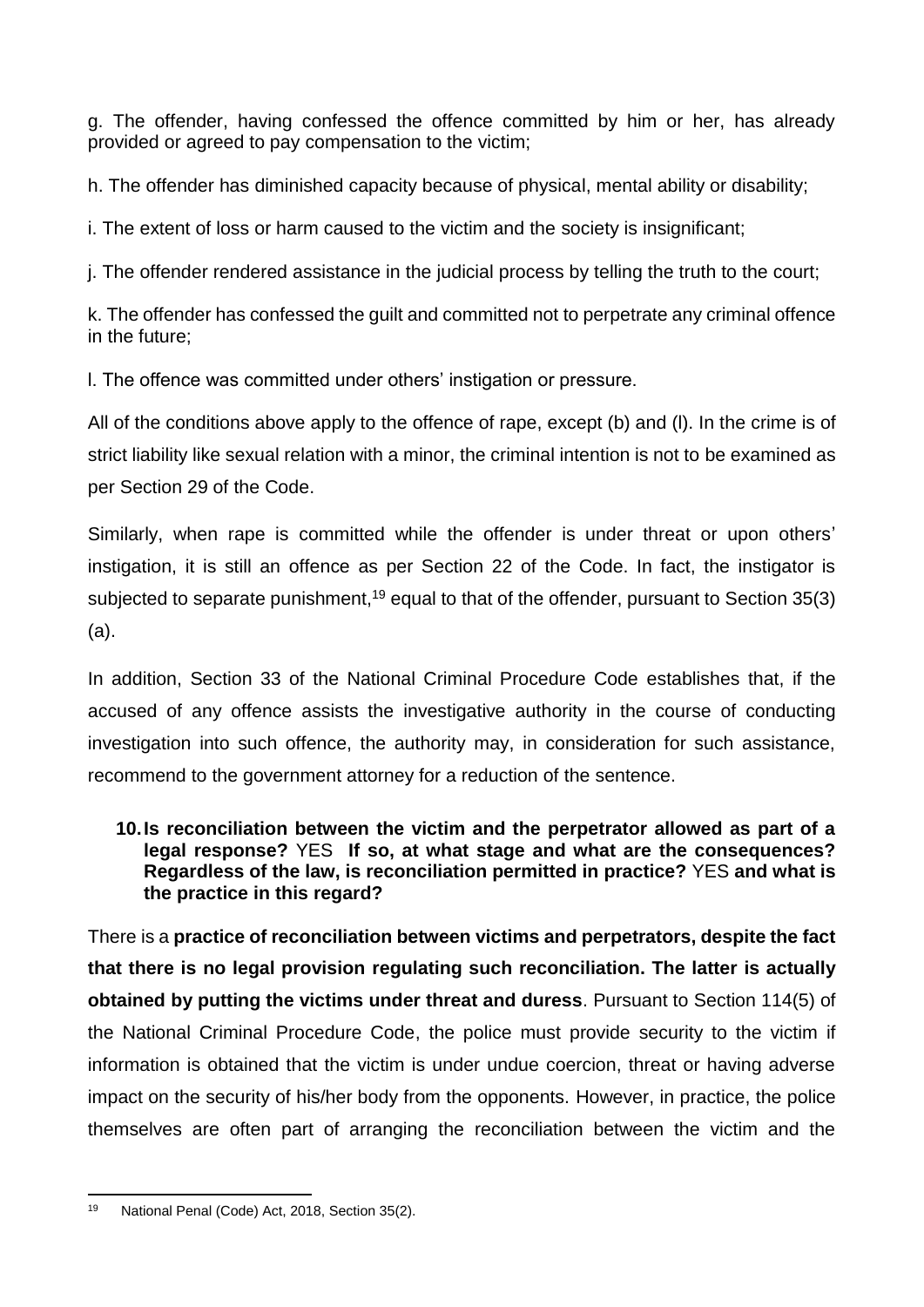g. The offender, having confessed the offence committed by him or her, has already provided or agreed to pay compensation to the victim;

h. The offender has diminished capacity because of physical, mental ability or disability;

i. The extent of loss or harm caused to the victim and the society is insignificant;

j. The offender rendered assistance in the judicial process by telling the truth to the court;

k. The offender has confessed the guilt and committed not to perpetrate any criminal offence in the future;

l. The offence was committed under others' instigation or pressure.

All of the conditions above apply to the offence of rape, except (b) and (l). In the crime is of strict liability like sexual relation with a minor, the criminal intention is not to be examined as per Section 29 of the Code.

Similarly, when rape is committed while the offender is under threat or upon others' instigation, it is still an offence as per Section 22 of the Code. In fact, the instigator is subjected to separate punishment,[19] equal to that of the offender, pursuant to Section 35(3)(a).

In addition, Section 33 of the National Criminal Procedure Code establishes that, if the accused of any offence assists the investigative authority in the course of conducting investigation into such offence, the authority may, in consideration for such assistance, recommend to the government attorney for a reduction of the sentence.

10. **Is reconciliation between the victim and the perpetrator allowed as part of a legal response?** YES **If so, at what stage and what are the consequences? Regardless of the law, is reconciliation permitted in practice?** YES **and what is the practice in this regard?**

There is a **practice of reconciliation between victims and perpetrators, despite the fact that there is no legal provision regulating such reconciliation. The latter is actually obtained by putting the victims under threat and duress**. Pursuant to Section 114(5) of the National Criminal Procedure Code, the police must provide security to the victim if information is obtained that the victim is under undue coercion, threat or having adverse impact on the security of his/her body from the opponents. However, in practice, the police themselves are often part of arranging the reconciliation between the victim and the

[19] National Penal (Code) Act, 2018, Section 35(2).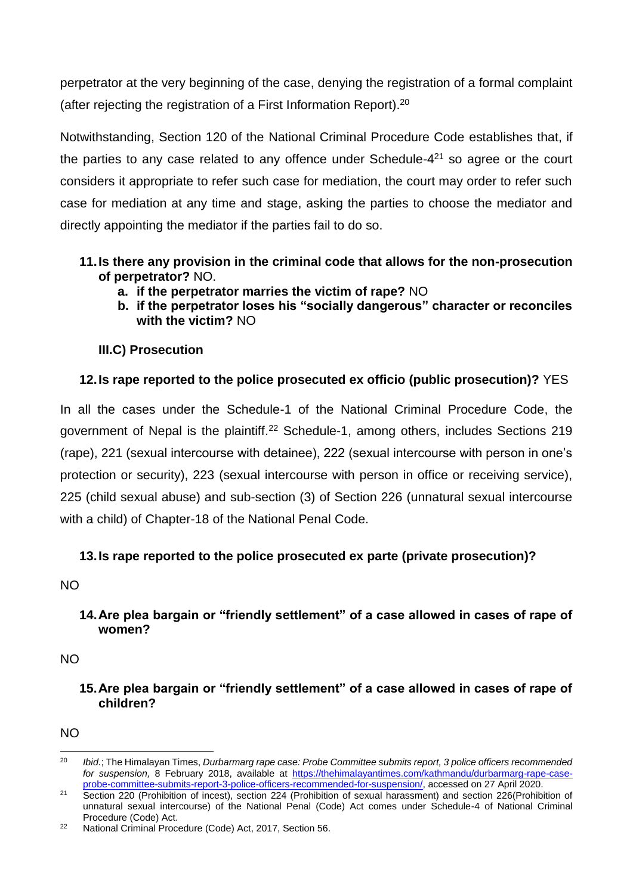perpetrator at the very beginning of the case, denying the registration of a formal complaint (after rejecting the registration of a First Information Report).[20]

Notwithstanding, Section 120 of the National Criminal Procedure Code establishes that, if the parties to any case related to any offence under Schedule-4[21] so agree or the court considers it appropriate to refer such case for mediation, the court may order to refer such case for mediation at any time and stage, asking the parties to choose the mediator and directly appointing the mediator if the parties fail to do so.

11. **Is there any provision in the criminal code that allows for the non-prosecution of perpetrator?** NO.
    a. **if the perpetrator marries the victim of rape?** NO
    b. **if the perpetrator loses his "socially dangerous" character or reconciles with the victim?** NO

### III.C) Prosecution

12. **Is rape reported to the police prosecuted ex officio (public prosecution)?** YES

In all the cases under the Schedule-1 of the National Criminal Procedure Code, the government of Nepal is the plaintiff.[22] Schedule-1, among others, includes Sections 219 (rape), 221 (sexual intercourse with detainee), 222 (sexual intercourse with person in one's protection or security), 223 (sexual intercourse with person in office or receiving service), 225 (child sexual abuse) and sub-section (3) of Section 226 (unnatural sexual intercourse with a child) of Chapter-18 of the National Penal Code.

13. **Is rape reported to the police prosecuted ex parte (private prosecution)?**

NO

14. **Are plea bargain or "friendly settlement" of a case allowed in cases of rape of women?**

NO

15. **Are plea bargain or "friendly settlement" of a case allowed in cases of rape of children?**

NO

---

[20] *Ibid.*; The Himalayan Times, *Durbarmarg rape case: Probe Committee submits report, 3 police officers recommended for suspension,* 8 February 2018, available at https://thehimalayantimes.com/kathmandu/durbarmarg-rape-case-probe-committee-submits-report-3-police-officers-recommended-for-suspension/, accessed on 27 April 2020.

[21] Section 220 (Prohibition of incest), section 224 (Prohibition of sexual harassment) and section 226(Prohibition of unnatural sexual intercourse) of the National Penal (Code) Act comes under Schedule-4 of National Criminal Procedure (Code) Act.

[22] National Criminal Procedure (Code) Act, 2017, Section 56.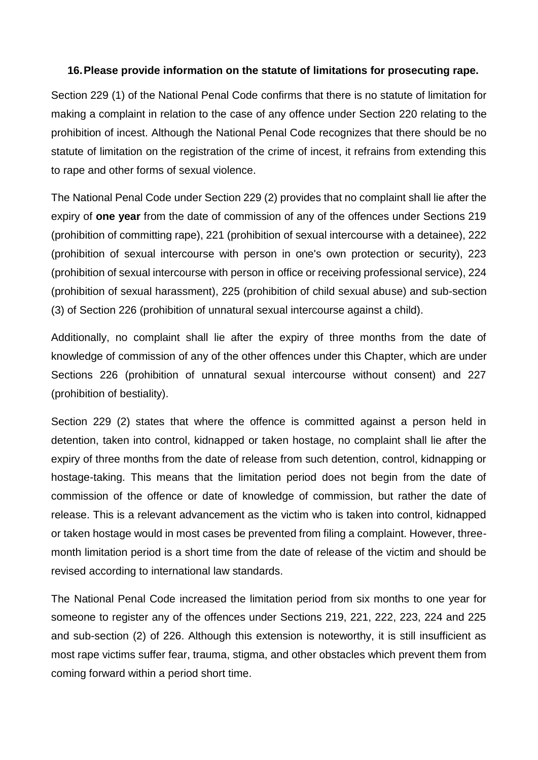**16. Please provide information on the statute of limitations for prosecuting rape.**

Section 229 (1) of the National Penal Code confirms that there is no statute of limitation for making a complaint in relation to the case of any offence under Section 220 relating to the prohibition of incest. Although the National Penal Code recognizes that there should be no statute of limitation on the registration of the crime of incest, it refrains from extending this to rape and other forms of sexual violence.

The National Penal Code under Section 229 (2) provides that no complaint shall lie after the expiry of **one year** from the date of commission of any of the offences under Sections 219 (prohibition of committing rape), 221 (prohibition of sexual intercourse with a detainee), 222 (prohibition of sexual intercourse with person in one's own protection or security), 223 (prohibition of sexual intercourse with person in office or receiving professional service), 224 (prohibition of sexual harassment), 225 (prohibition of child sexual abuse) and sub-section (3) of Section 226 (prohibition of unnatural sexual intercourse against a child).

Additionally, no complaint shall lie after the expiry of three months from the date of knowledge of commission of any of the other offences under this Chapter, which are under Sections 226 (prohibition of unnatural sexual intercourse without consent) and 227 (prohibition of bestiality).

Section 229 (2) states that where the offence is committed against a person held in detention, taken into control, kidnapped or taken hostage, no complaint shall lie after the expiry of three months from the date of release from such detention, control, kidnapping or hostage-taking. This means that the limitation period does not begin from the date of commission of the offence or date of knowledge of commission, but rather the date of release. This is a relevant advancement as the victim who is taken into control, kidnapped or taken hostage would in most cases be prevented from filing a complaint. However, three-month limitation period is a short time from the date of release of the victim and should be revised according to international law standards.

The National Penal Code increased the limitation period from six months to one year for someone to register any of the offences under Sections 219, 221, 222, 223, 224 and 225 and sub-section (2) of 226. Although this extension is noteworthy, it is still insufficient as most rape victims suffer fear, trauma, stigma, and other obstacles which prevent them from coming forward within a period short time.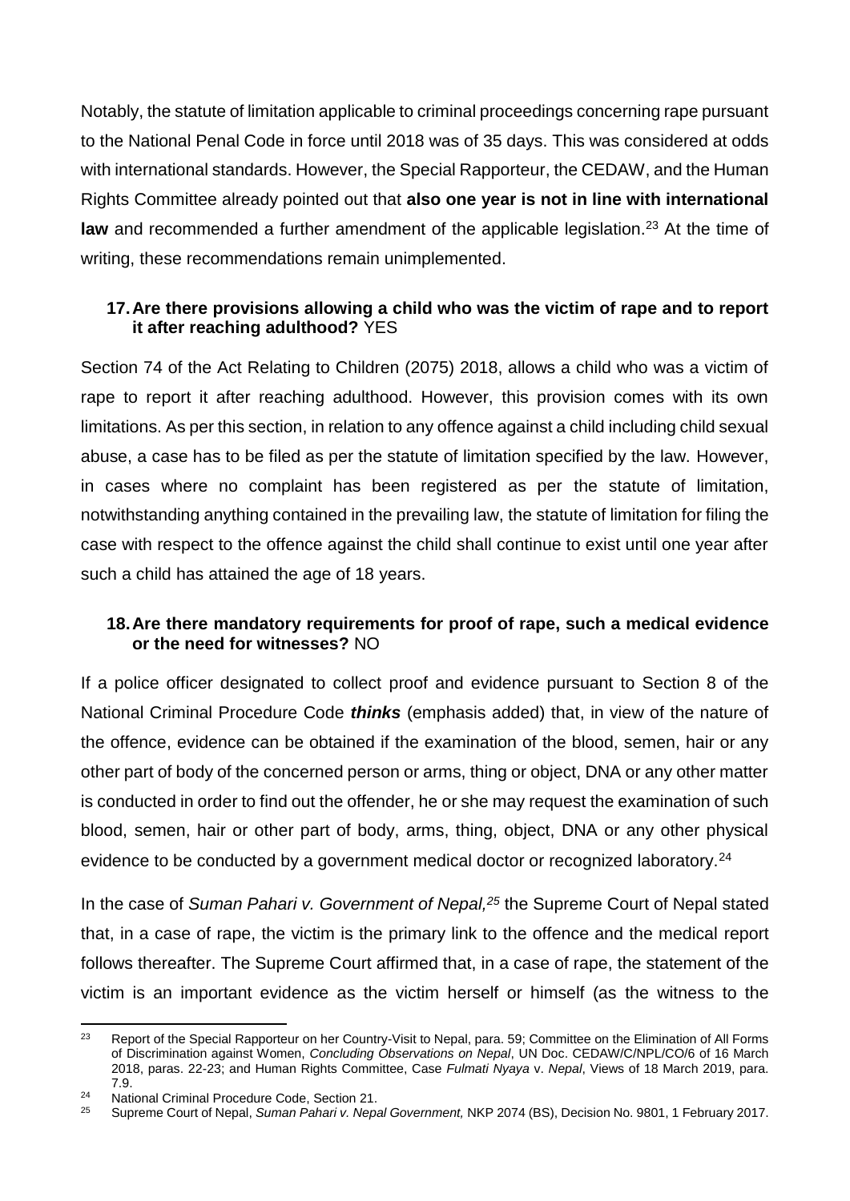Notably, the statute of limitation applicable to criminal proceedings concerning rape pursuant to the National Penal Code in force until 2018 was of 35 days. This was considered at odds with international standards. However, the Special Rapporteur, the CEDAW, and the Human Rights Committee already pointed out that **also one year is not in line with international law** and recommended a further amendment of the applicable legislation.[23] At the time of writing, these recommendations remain unimplemented.

**17. Are there provisions allowing a child who was the victim of rape and to report it after reaching adulthood?** YES

Section 74 of the Act Relating to Children (2075) 2018, allows a child who was a victim of rape to report it after reaching adulthood. However, this provision comes with its own limitations. As per this section, in relation to any offence against a child including child sexual abuse, a case has to be filed as per the statute of limitation specified by the law. However, in cases where no complaint has been registered as per the statute of limitation, notwithstanding anything contained in the prevailing law, the statute of limitation for filing the case with respect to the offence against the child shall continue to exist until one year after such a child has attained the age of 18 years.

**18. Are there mandatory requirements for proof of rape, such a medical evidence or the need for witnesses?** NO

If a police officer designated to collect proof and evidence pursuant to Section 8 of the National Criminal Procedure Code ***thinks*** (emphasis added) that, in view of the nature of the offence, evidence can be obtained if the examination of the blood, semen, hair or any other part of body of the concerned person or arms, thing or object, DNA or any other matter is conducted in order to find out the offender, he or she may request the examination of such blood, semen, hair or other part of body, arms, thing, object, DNA or any other physical evidence to be conducted by a government medical doctor or recognized laboratory.[24]

In the case of *Suman Pahari v. Government of Nepal,*[25] the Supreme Court of Nepal stated that, in a case of rape, the victim is the primary link to the offence and the medical report follows thereafter. The Supreme Court affirmed that, in a case of rape, the statement of the victim is an important evidence as the victim herself or himself (as the witness to the

---

[23] Report of the Special Rapporteur on her Country-Visit to Nepal, para. 59; Committee on the Elimination of All Forms of Discrimination against Women, *Concluding Observations on Nepal*, UN Doc. CEDAW/C/NPL/CO/6 of 16 March 2018, paras. 22-23; and Human Rights Committee, Case *Fulmati Nyaya* v. *Nepal*, Views of 18 March 2019, para. 7.9.

[24] National Criminal Procedure Code, Section 21.

[25] Supreme Court of Nepal, *Suman Pahari v. Nepal Government,* NKP 2074 (BS), Decision No. 9801, 1 February 2017.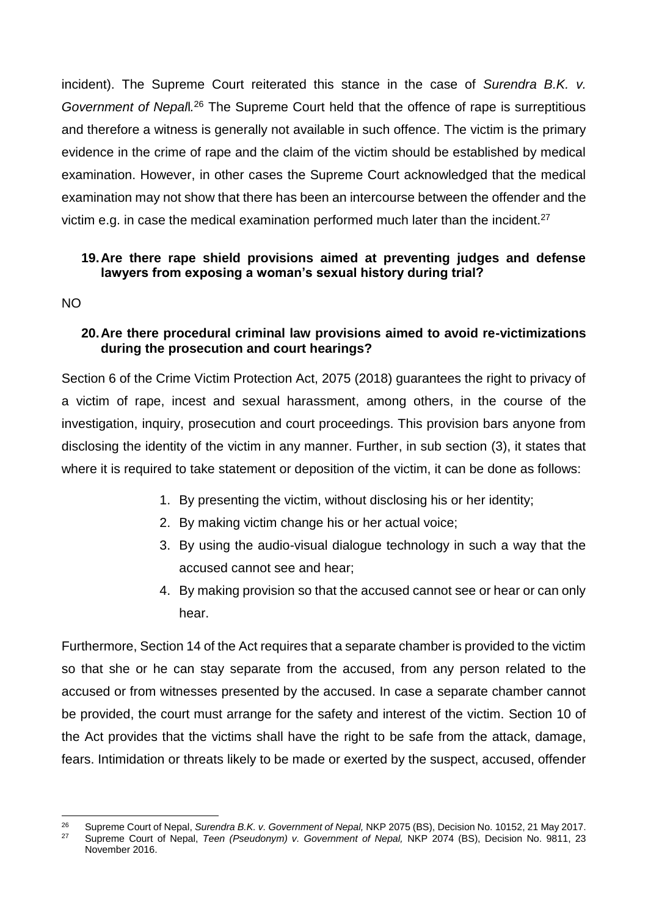incident). The Supreme Court reiterated this stance in the case of *Surendra B.K. v. Government of Nepal*l.[26] The Supreme Court held that the offence of rape is surreptitious and therefore a witness is generally not available in such offence. The victim is the primary evidence in the crime of rape and the claim of the victim should be established by medical examination. However, in other cases the Supreme Court acknowledged that the medical examination may not show that there has been an intercourse between the offender and the victim e.g. in case the medical examination performed much later than the incident.[27]

**19. Are there rape shield provisions aimed at preventing judges and defense lawyers from exposing a woman's sexual history during trial?**

NO

**20. Are there procedural criminal law provisions aimed to avoid re-victimizations during the prosecution and court hearings?**

Section 6 of the Crime Victim Protection Act, 2075 (2018) guarantees the right to privacy of a victim of rape, incest and sexual harassment, among others, in the course of the investigation, inquiry, prosecution and court proceedings. This provision bars anyone from disclosing the identity of the victim in any manner. Further, in sub section (3), it states that where it is required to take statement or deposition of the victim, it can be done as follows:

1. By presenting the victim, without disclosing his or her identity;
2. By making victim change his or her actual voice;
3. By using the audio-visual dialogue technology in such a way that the accused cannot see and hear;
4. By making provision so that the accused cannot see or hear or can only hear.

Furthermore, Section 14 of the Act requires that a separate chamber is provided to the victim so that she or he can stay separate from the accused, from any person related to the accused or from witnesses presented by the accused. In case a separate chamber cannot be provided, the court must arrange for the safety and interest of the victim. Section 10 of the Act provides that the victims shall have the right to be safe from the attack, damage, fears. Intimidation or threats likely to be made or exerted by the suspect, accused, offender

---

[26] Supreme Court of Nepal, *Surendra B.K. v. Government of Nepal,* NKP 2075 (BS), Decision No. 10152, 21 May 2017.

[27] Supreme Court of Nepal, *Teen (Pseudonym) v. Government of Nepal,* NKP 2074 (BS), Decision No. 9811, 23 November 2016.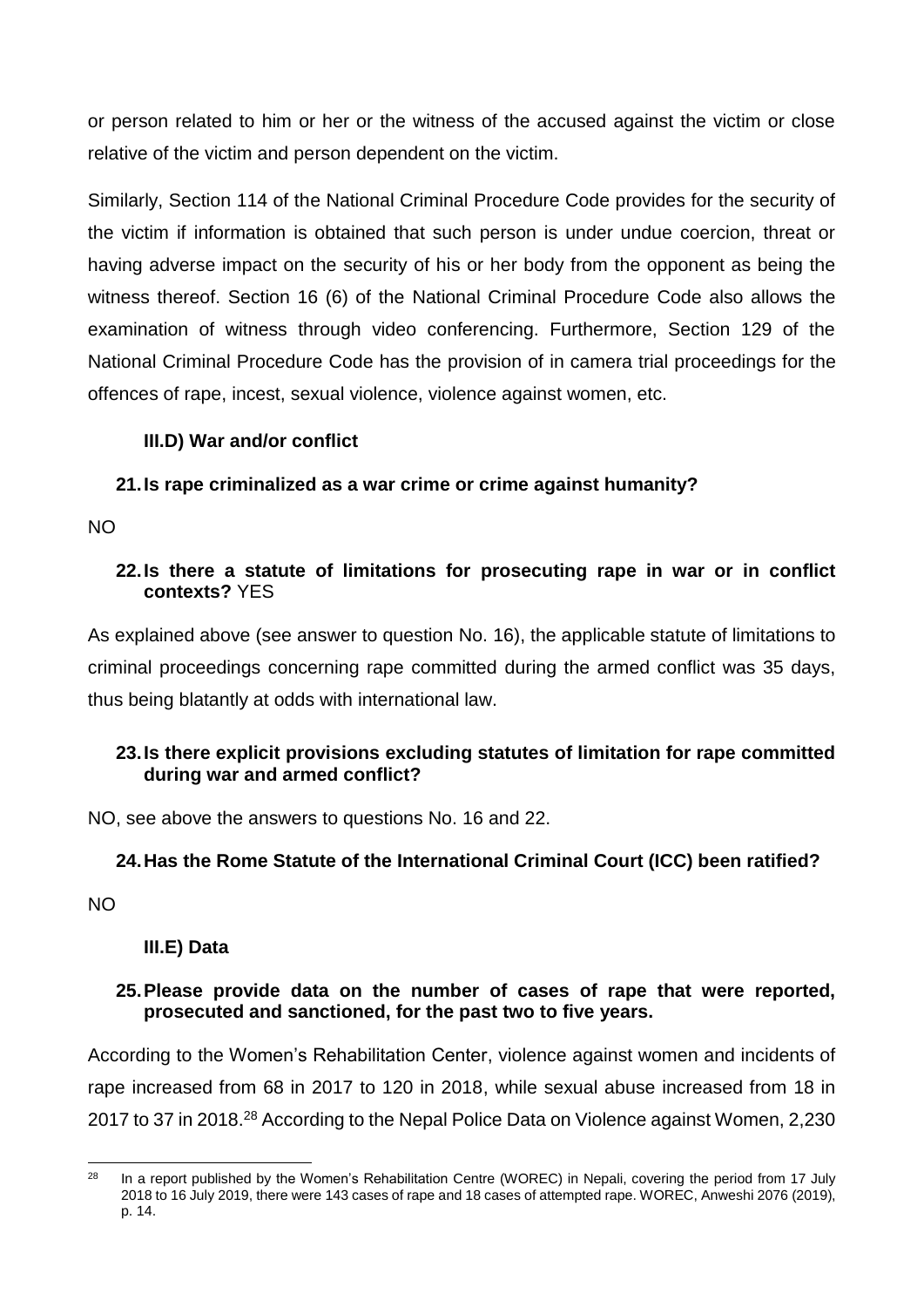or person related to him or her or the witness of the accused against the victim or close relative of the victim and person dependent on the victim.

Similarly, Section 114 of the National Criminal Procedure Code provides for the security of the victim if information is obtained that such person is under undue coercion, threat or having adverse impact on the security of his or her body from the opponent as being the witness thereof. Section 16 (6) of the National Criminal Procedure Code also allows the examination of witness through video conferencing. Furthermore, Section 129 of the National Criminal Procedure Code has the provision of in camera trial proceedings for the offences of rape, incest, sexual violence, violence against women, etc.

### III.D) War and/or conflict

**21. Is rape criminalized as a war crime or crime against humanity?**

NO

**22. Is there a statute of limitations for prosecuting rape in war or in conflict contexts?** YES

As explained above (see answer to question No. 16), the applicable statute of limitations to criminal proceedings concerning rape committed during the armed conflict was 35 days, thus being blatantly at odds with international law.

**23. Is there explicit provisions excluding statutes of limitation for rape committed during war and armed conflict?**

NO, see above the answers to questions No. 16 and 22.

**24. Has the Rome Statute of the International Criminal Court (ICC) been ratified?**

NO

### III.E) Data

**25. Please provide data on the number of cases of rape that were reported, prosecuted and sanctioned, for the past two to five years.**

According to the Women's Rehabilitation Center, violence against women and incidents of rape increased from 68 in 2017 to 120 in 2018, while sexual abuse increased from 18 in 2017 to 37 in 2018.[28] According to the Nepal Police Data on Violence against Women, 2,230

---

[28] In a report published by the Women's Rehabilitation Centre (WOREC) in Nepali, covering the period from 17 July 2018 to 16 July 2019, there were 143 cases of rape and 18 cases of attempted rape. WOREC, Anweshi 2076 (2019), p. 14.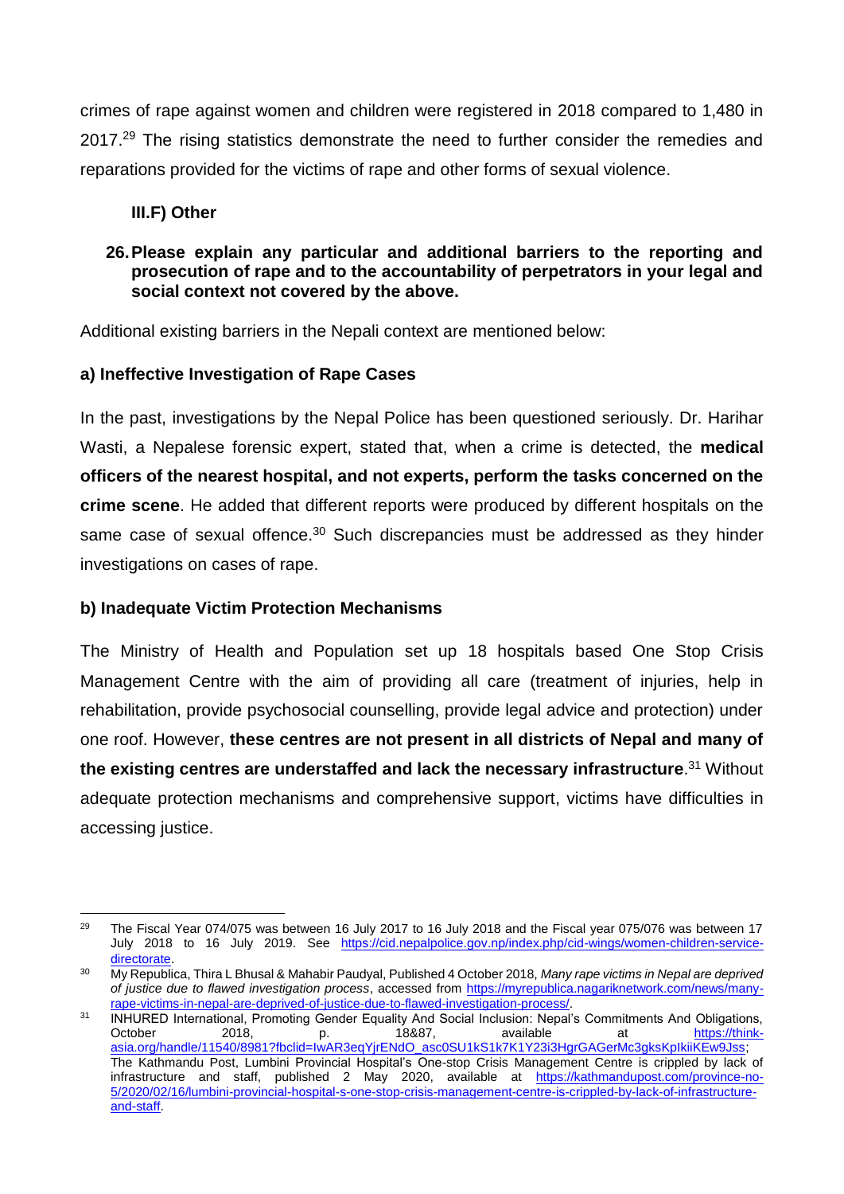crimes of rape against women and children were registered in 2018 compared to 1,480 in 2017.[29] The rising statistics demonstrate the need to further consider the remedies and reparations provided for the victims of rape and other forms of sexual violence.

### III.F) Other

**26. Please explain any particular and additional barriers to the reporting and prosecution of rape and to the accountability of perpetrators in your legal and social context not covered by the above.**

Additional existing barriers in the Nepali context are mentioned below:

**a) Ineffective Investigation of Rape Cases**

In the past, investigations by the Nepal Police has been questioned seriously. Dr. Harihar Wasti, a Nepalese forensic expert, stated that, when a crime is detected, the **medical officers of the nearest hospital, and not experts, perform the tasks concerned on the crime scene**. He added that different reports were produced by different hospitals on the same case of sexual offence.[30] Such discrepancies must be addressed as they hinder investigations on cases of rape.

**b) Inadequate Victim Protection Mechanisms**

The Ministry of Health and Population set up 18 hospitals based One Stop Crisis Management Centre with the aim of providing all care (treatment of injuries, help in rehabilitation, provide psychosocial counselling, provide legal advice and protection) under one roof. However, **these centres are not present in all districts of Nepal and many of the existing centres are understaffed and lack the necessary infrastructure**.[31] Without adequate protection mechanisms and comprehensive support, victims have difficulties in accessing justice.

---

[29] The Fiscal Year 074/075 was between 16 July 2017 to 16 July 2018 and the Fiscal year 075/076 was between 17 July 2018 to 16 July 2019. See https://cid.nepalpolice.gov.np/index.php/cid-wings/women-children-service-directorate.

[30] My Republica, Thira L Bhusal & Mahabir Paudyal, Published 4 October 2018, *Many rape victims in Nepal are deprived of justice due to flawed investigation process*, accessed from https://myrepublica.nagariknetwork.com/news/many-rape-victims-in-nepal-are-deprived-of-justice-due-to-flawed-investigation-process/.

[31] INHURED International, Promoting Gender Equality And Social Inclusion: Nepal's Commitments And Obligations, October 2018, p. 18&87, available at https://think-asia.org/handle/11540/8981?fbclid=IwAR3eqYjrENdO_asc0SU1kS1k7K1Y23i3HgrGAGerMc3gksKpIkiiKEw9Jss; The Kathmandu Post, Lumbini Provincial Hospital's One-stop Crisis Management Centre is crippled by lack of infrastructure and staff, published 2 May 2020, available at https://kathmandupost.com/province-no-5/2020/02/16/lumbini-provincial-hospital-s-one-stop-crisis-management-centre-is-crippled-by-lack-of-infrastructure-and-staff.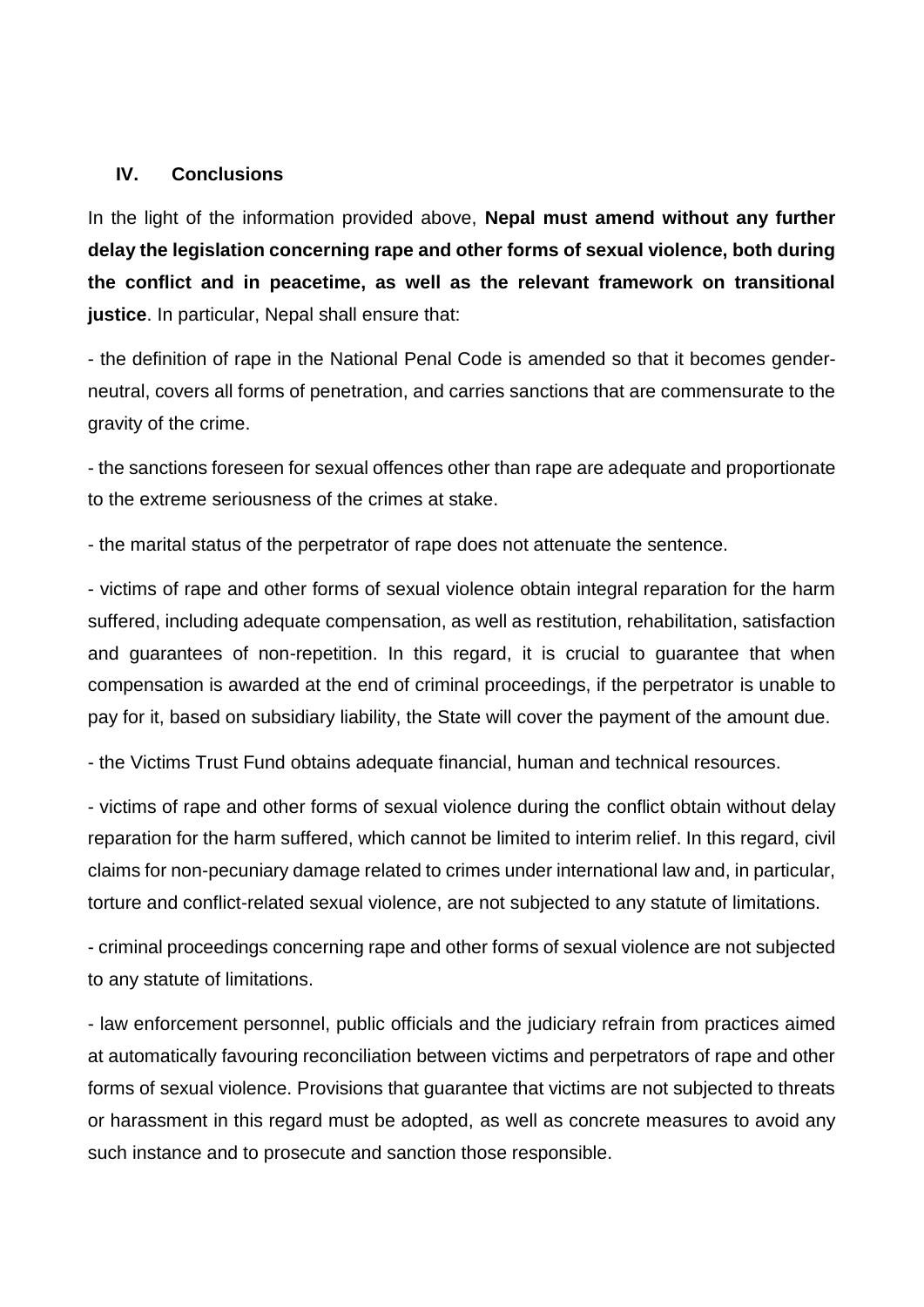## IV. Conclusions

In the light of the information provided above, **Nepal must amend without any further delay the legislation concerning rape and other forms of sexual violence, both during the conflict and in peacetime, as well as the relevant framework on transitional justice**. In particular, Nepal shall ensure that:

- the definition of rape in the National Penal Code is amended so that it becomes gender-neutral, covers all forms of penetration, and carries sanctions that are commensurate to the gravity of the crime.

- the sanctions foreseen for sexual offences other than rape are adequate and proportionate to the extreme seriousness of the crimes at stake.

- the marital status of the perpetrator of rape does not attenuate the sentence.

- victims of rape and other forms of sexual violence obtain integral reparation for the harm suffered, including adequate compensation, as well as restitution, rehabilitation, satisfaction and guarantees of non-repetition. In this regard, it is crucial to guarantee that when compensation is awarded at the end of criminal proceedings, if the perpetrator is unable to pay for it, based on subsidiary liability, the State will cover the payment of the amount due.

- the Victims Trust Fund obtains adequate financial, human and technical resources.

- victims of rape and other forms of sexual violence during the conflict obtain without delay reparation for the harm suffered, which cannot be limited to interim relief. In this regard, civil claims for non-pecuniary damage related to crimes under international law and, in particular, torture and conflict-related sexual violence, are not subjected to any statute of limitations.

- criminal proceedings concerning rape and other forms of sexual violence are not subjected to any statute of limitations.

- law enforcement personnel, public officials and the judiciary refrain from practices aimed at automatically favouring reconciliation between victims and perpetrators of rape and other forms of sexual violence. Provisions that guarantee that victims are not subjected to threats or harassment in this regard must be adopted, as well as concrete measures to avoid any such instance and to prosecute and sanction those responsible.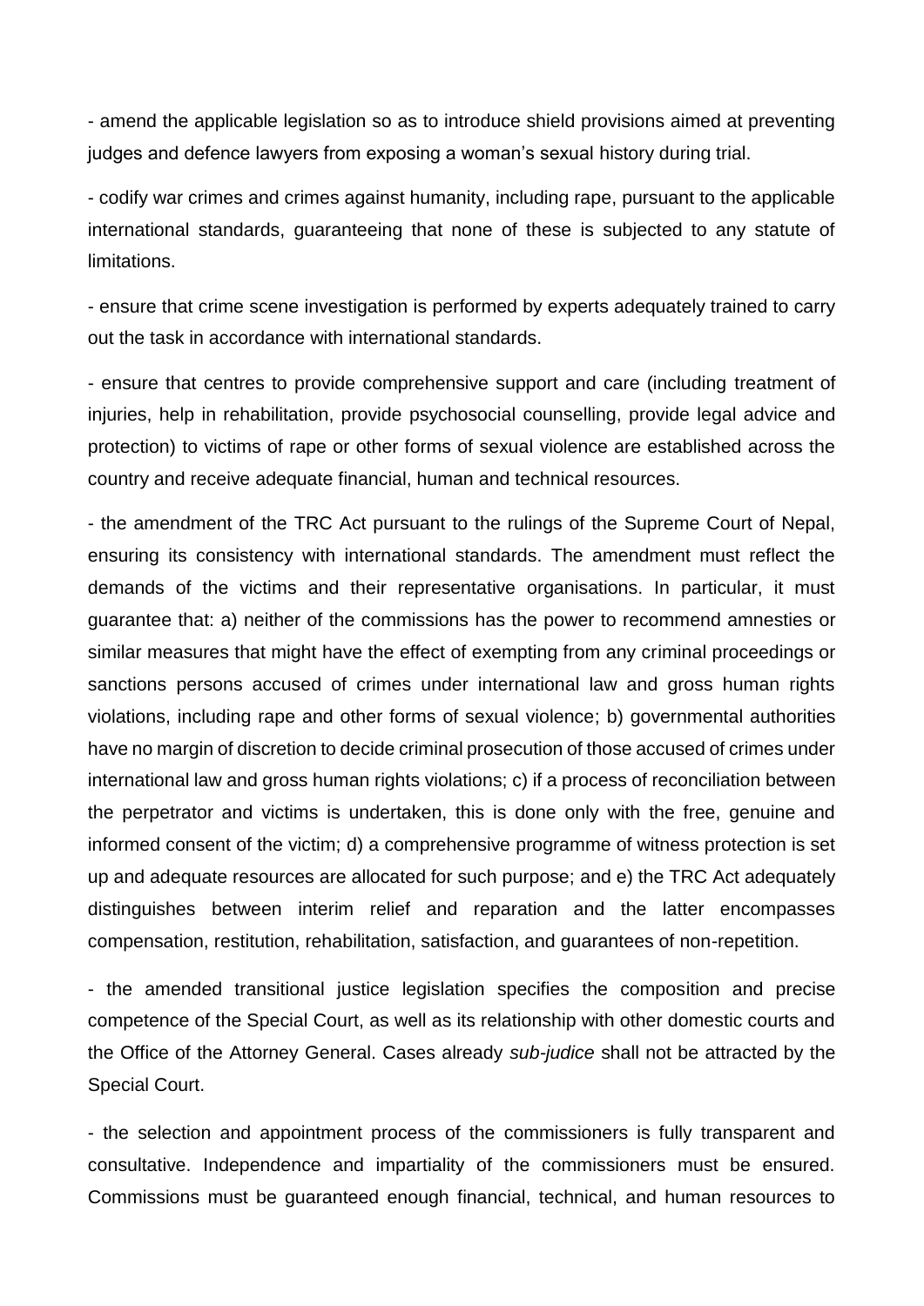- amend the applicable legislation so as to introduce shield provisions aimed at preventing judges and defence lawyers from exposing a woman's sexual history during trial.

- codify war crimes and crimes against humanity, including rape, pursuant to the applicable international standards, guaranteeing that none of these is subjected to any statute of limitations.

- ensure that crime scene investigation is performed by experts adequately trained to carry out the task in accordance with international standards.

- ensure that centres to provide comprehensive support and care (including treatment of injuries, help in rehabilitation, provide psychosocial counselling, provide legal advice and protection) to victims of rape or other forms of sexual violence are established across the country and receive adequate financial, human and technical resources.

- the amendment of the TRC Act pursuant to the rulings of the Supreme Court of Nepal, ensuring its consistency with international standards. The amendment must reflect the demands of the victims and their representative organisations. In particular, it must guarantee that: a) neither of the commissions has the power to recommend amnesties or similar measures that might have the effect of exempting from any criminal proceedings or sanctions persons accused of crimes under international law and gross human rights violations, including rape and other forms of sexual violence; b) governmental authorities have no margin of discretion to decide criminal prosecution of those accused of crimes under international law and gross human rights violations; c) if a process of reconciliation between the perpetrator and victims is undertaken, this is done only with the free, genuine and informed consent of the victim; d) a comprehensive programme of witness protection is set up and adequate resources are allocated for such purpose; and e) the TRC Act adequately distinguishes between interim relief and reparation and the latter encompasses compensation, restitution, rehabilitation, satisfaction, and guarantees of non-repetition.

- the amended transitional justice legislation specifies the composition and precise competence of the Special Court, as well as its relationship with other domestic courts and the Office of the Attorney General. Cases already *sub-judice* shall not be attracted by the Special Court.

- the selection and appointment process of the commissioners is fully transparent and consultative. Independence and impartiality of the commissioners must be ensured. Commissions must be guaranteed enough financial, technical, and human resources to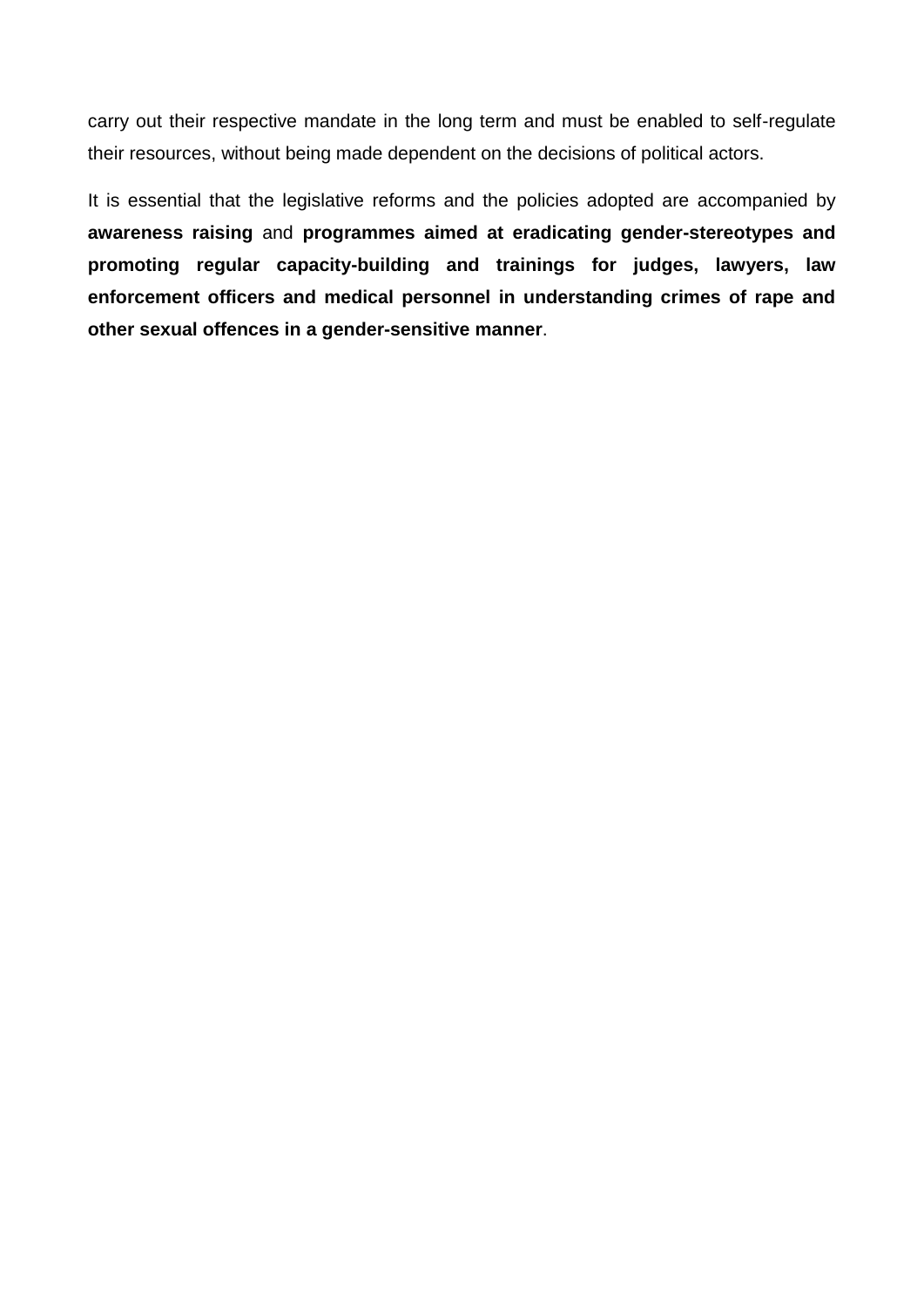carry out their respective mandate in the long term and must be enabled to self-regulate their resources, without being made dependent on the decisions of political actors.

It is essential that the legislative reforms and the policies adopted are accompanied by **awareness raising** and **programmes aimed at eradicating gender-stereotypes and promoting regular capacity-building and trainings for judges, lawyers, law enforcement officers and medical personnel in understanding crimes of rape and other sexual offences in a gender-sensitive manner**.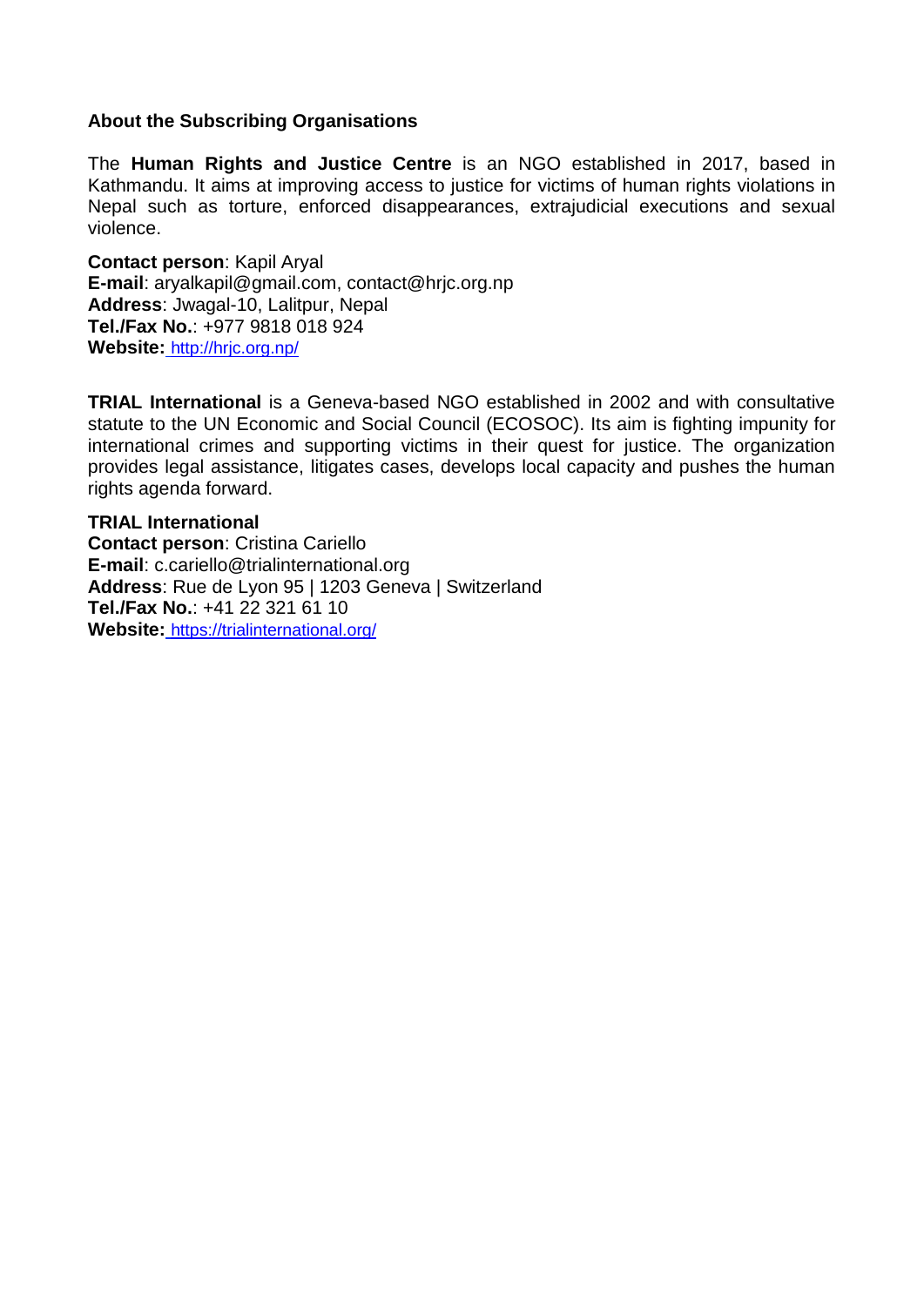**About the Subscribing Organisations**

The **Human Rights and Justice Centre** is an NGO established in 2017, based in Kathmandu. It aims at improving access to justice for victims of human rights violations in Nepal such as torture, enforced disappearances, extrajudicial executions and sexual violence.

**Contact person**: Kapil Aryal
**E-mail**: aryalkapil@gmail.com, contact@hrjc.org.np
**Address**: Jwagal-10, Lalitpur, Nepal
**Tel./Fax No.**: +977 9818 018 924
**Website:** http://hrjc.org.np/

**TRIAL International** is a Geneva-based NGO established in 2002 and with consultative statute to the UN Economic and Social Council (ECOSOC). Its aim is fighting impunity for international crimes and supporting victims in their quest for justice. The organization provides legal assistance, litigates cases, develops local capacity and pushes the human rights agenda forward.

**TRIAL International**
**Contact person**: Cristina Cariello
**E-mail**: c.cariello@trialinternational.org
**Address**: Rue de Lyon 95 | 1203 Geneva | Switzerland
**Tel./Fax No.**: +41 22 321 61 10
**Website:** https://trialinternational.org/